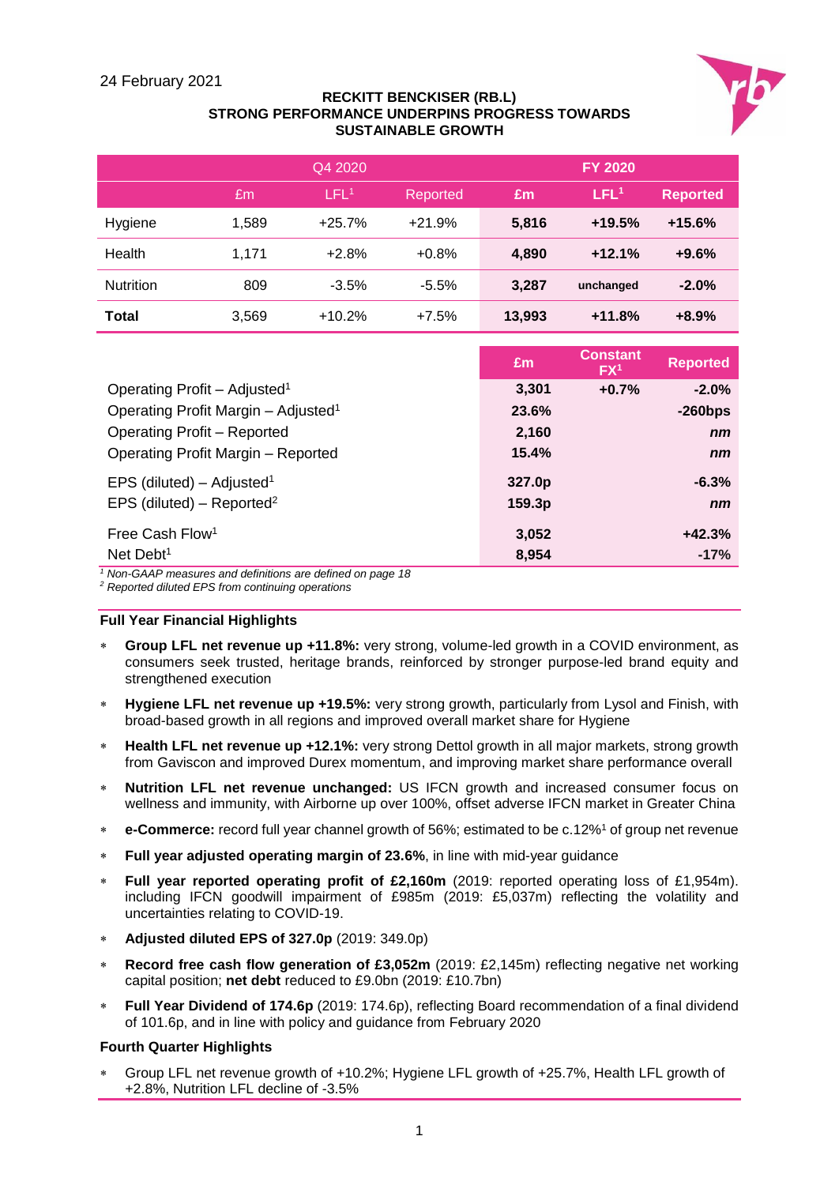24 February 2021

**RECKITT BENCKISER (RB.L)**
**STRONG PERFORMANCE UNDERPINS PROGRESS TOWARDS SUSTAINABLE GROWTH**

| | Q4 2020 | | | FY 2020 | | |
|---|---|---|---|---|---|---|
| | £m | LFL[1] | Reported | £m | LFL[1] | Reported |
| Hygiene | 1,589 | +25.7% | +21.9% | **5,816** | **+19.5%** | **+15.6%** |
| Health | 1,171 | +2.8% | +0.8% | **4,890** | **+12.1%** | **+9.6%** |
| Nutrition | 809 | -3.5% | -5.5% | **3,287** | **unchanged** | **-2.0%** |
| **Total** | 3,569 | +10.2% | +7.5% | **13,993** | **+11.8%** | **+8.9%** |

| | £m | Constant FX[1] | Reported |
|---|---|---|---|
| Operating Profit – Adjusted[1] | **3,301** | **+0.7%** | **-2.0%** |
| Operating Profit Margin – Adjusted[1] | **23.6%** | | **-260bps** |
| Operating Profit – Reported | **2,160** | | ***nm*** |
| Operating Profit Margin – Reported | **15.4%** | | ***nm*** |
| EPS (diluted) – Adjusted[1] | **327.0p** | | **-6.3%** |
| EPS (diluted) – Reported[2] | **159.3p** | | ***nm*** |
| Free Cash Flow[1] | **3,052** | | **+42.3%** |
| Net Debt[1] | **8,954** | | **-17%** |

*[1] Non-GAAP measures and definitions are defined on page 18*
*[2] Reported diluted EPS from continuing operations*

**Full Year Financial Highlights**

- **Group LFL net revenue up +11.8%:** very strong, volume-led growth in a COVID environment, as consumers seek trusted, heritage brands, reinforced by stronger purpose-led brand equity and strengthened execution
- **Hygiene LFL net revenue up +19.5%:** very strong growth, particularly from Lysol and Finish, with broad-based growth in all regions and improved overall market share for Hygiene
- **Health LFL net revenue up +12.1%:** very strong Dettol growth in all major markets, strong growth from Gaviscon and improved Durex momentum, and improving market share performance overall
- **Nutrition LFL net revenue unchanged:** US IFCN growth and increased consumer focus on wellness and immunity, with Airborne up over 100%, offset adverse IFCN market in Greater China
- **e-Commerce:** record full year channel growth of 56%; estimated to be c.12%[1] of group net revenue
- **Full year adjusted operating margin of 23.6%**, in line with mid-year guidance
- **Full year reported operating profit of £2,160m** (2019: reported operating loss of £1,954m). including IFCN goodwill impairment of £985m (2019: £5,037m) reflecting the volatility and uncertainties relating to COVID-19.
- **Adjusted diluted EPS of 327.0p** (2019: 349.0p)
- **Record free cash flow generation of £3,052m** (2019: £2,145m) reflecting negative net working capital position; **net debt** reduced to £9.0bn (2019: £10.7bn)
- **Full Year Dividend of 174.6p** (2019: 174.6p), reflecting Board recommendation of a final dividend of 101.6p, and in line with policy and guidance from February 2020

**Fourth Quarter Highlights**

- Group LFL net revenue growth of +10.2%; Hygiene LFL growth of +25.7%, Health LFL growth of +2.8%, Nutrition LFL decline of -3.5%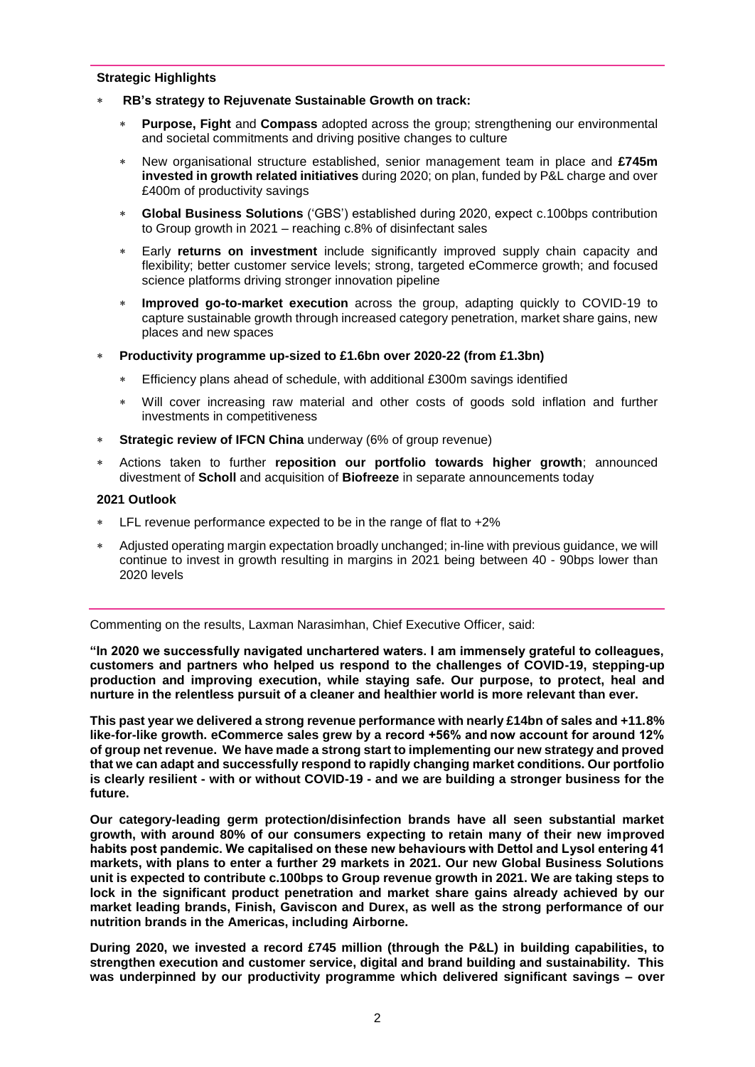### Strategic Highlights

- **RB's strategy to Rejuvenate Sustainable Growth on track:**
  - **Purpose, Fight** and **Compass** adopted across the group; strengthening our environmental and societal commitments and driving positive changes to culture
  - New organisational structure established, senior management team in place and **£745m invested in growth related initiatives** during 2020; on plan, funded by P&L charge and over £400m of productivity savings
  - **Global Business Solutions** ('GBS') established during 2020, expect c.100bps contribution to Group growth in 2021 – reaching c.8% of disinfectant sales
  - Early **returns on investment** include significantly improved supply chain capacity and flexibility; better customer service levels; strong, targeted eCommerce growth; and focused science platforms driving stronger innovation pipeline
  - **Improved go-to-market execution** across the group, adapting quickly to COVID-19 to capture sustainable growth through increased category penetration, market share gains, new places and new spaces
- **Productivity programme up-sized to £1.6bn over 2020-22 (from £1.3bn)**
  - Efficiency plans ahead of schedule, with additional £300m savings identified
  - Will cover increasing raw material and other costs of goods sold inflation and further investments in competitiveness
- **Strategic review of IFCN China** underway (6% of group revenue)
- Actions taken to further **reposition our portfolio towards higher growth**; announced divestment of **Scholl** and acquisition of **Biofreeze** in separate announcements today

### 2021 Outlook

- LFL revenue performance expected to be in the range of flat to +2%
- Adjusted operating margin expectation broadly unchanged; in-line with previous guidance, we will continue to invest in growth resulting in margins in 2021 being between 40 - 90bps lower than 2020 levels

---

Commenting on the results, Laxman Narasimhan, Chief Executive Officer, said:

**"In 2020 we successfully navigated unchartered waters. I am immensely grateful to colleagues, customers and partners who helped us respond to the challenges of COVID-19, stepping-up production and improving execution, while staying safe. Our purpose, to protect, heal and nurture in the relentless pursuit of a cleaner and healthier world is more relevant than ever.**

**This past year we delivered a strong revenue performance with nearly £14bn of sales and +11.8% like-for-like growth. eCommerce sales grew by a record +56% and now account for around 12% of group net revenue. We have made a strong start to implementing our new strategy and proved that we can adapt and successfully respond to rapidly changing market conditions. Our portfolio is clearly resilient - with or without COVID-19 - and we are building a stronger business for the future.**

**Our category-leading germ protection/disinfection brands have all seen substantial market growth, with around 80% of our consumers expecting to retain many of their new improved habits post pandemic. We capitalised on these new behaviours with Dettol and Lysol entering 41 markets, with plans to enter a further 29 markets in 2021. Our new Global Business Solutions unit is expected to contribute c.100bps to Group revenue growth in 2021. We are taking steps to lock in the significant product penetration and market share gains already achieved by our market leading brands, Finish, Gaviscon and Durex, as well as the strong performance of our nutrition brands in the Americas, including Airborne.**

**During 2020, we invested a record £745 million (through the P&L) in building capabilities, to strengthen execution and customer service, digital and brand building and sustainability. This was underpinned by our productivity programme which delivered significant savings – over**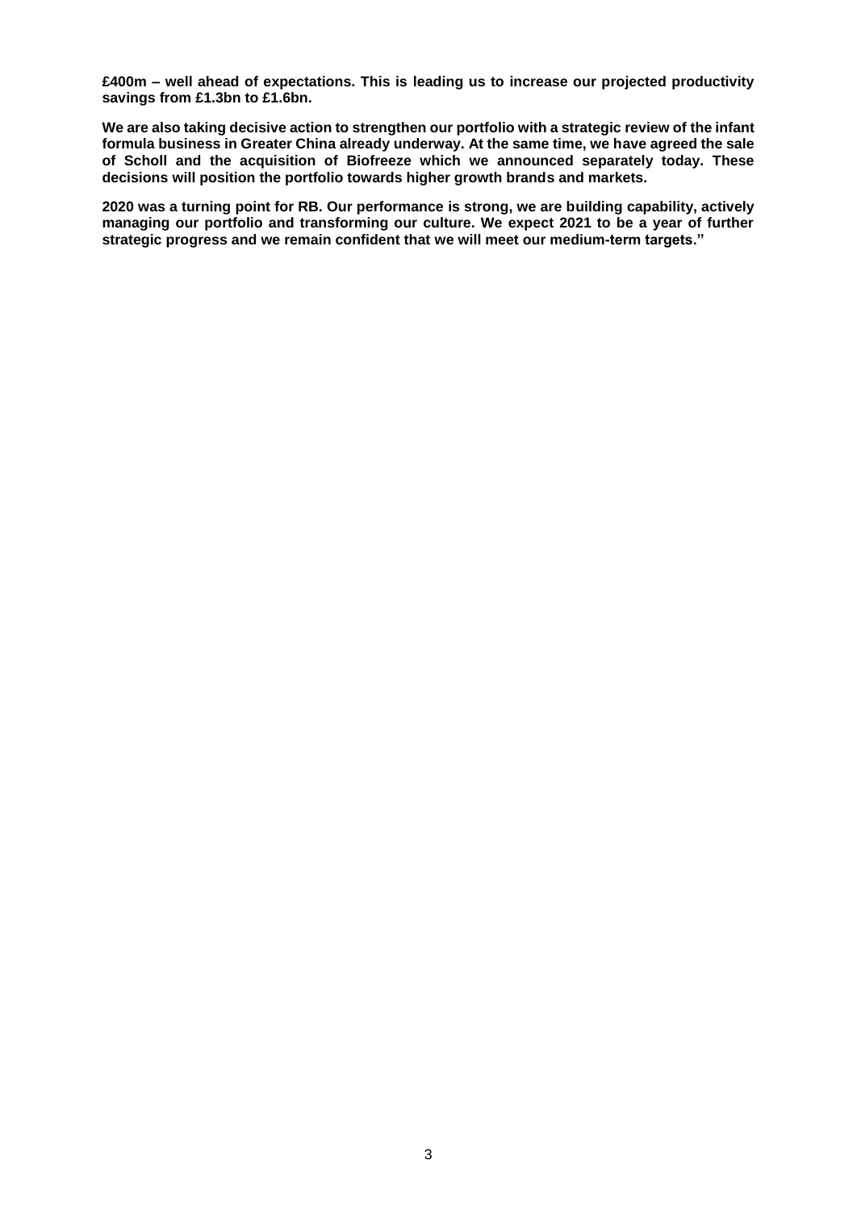**£400m – well ahead of expectations. This is leading us to increase our projected productivity savings from £1.3bn to £1.6bn.**

**We are also taking decisive action to strengthen our portfolio with a strategic review of the infant formula business in Greater China already underway. At the same time, we have agreed the sale of Scholl and the acquisition of Biofreeze which we announced separately today. These decisions will position the portfolio towards higher growth brands and markets.**

**2020 was a turning point for RB. Our performance is strong, we are building capability, actively managing our portfolio and transforming our culture. We expect 2021 to be a year of further strategic progress and we remain confident that we will meet our medium-term targets."**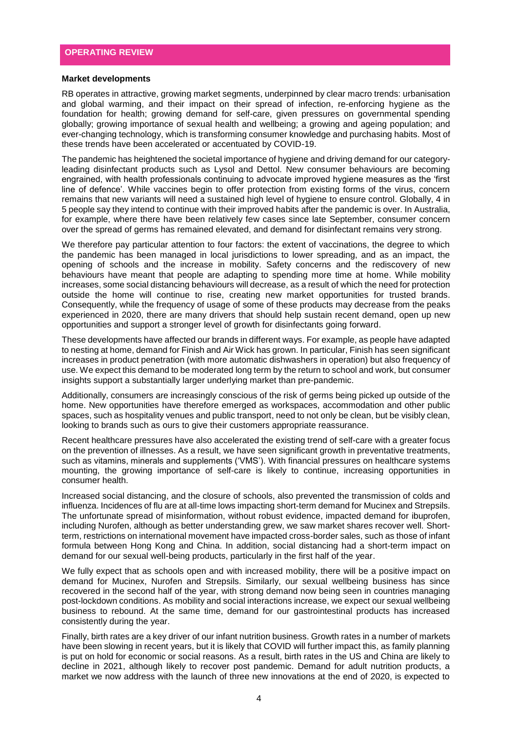## OPERATING REVIEW

### Market developments

RB operates in attractive, growing market segments, underpinned by clear macro trends: urbanisation and global warming, and their impact on their spread of infection, re-enforcing hygiene as the foundation for health; growing demand for self-care, given pressures on governmental spending globally; growing importance of sexual health and wellbeing; a growing and ageing population; and ever-changing technology, which is transforming consumer knowledge and purchasing habits. Most of these trends have been accelerated or accentuated by COVID-19.

The pandemic has heightened the societal importance of hygiene and driving demand for our category-leading disinfectant products such as Lysol and Dettol. New consumer behaviours are becoming engrained, with health professionals continuing to advocate improved hygiene measures as the 'first line of defence'. While vaccines begin to offer protection from existing forms of the virus, concern remains that new variants will need a sustained high level of hygiene to ensure control. Globally, 4 in 5 people say they intend to continue with their improved habits after the pandemic is over. In Australia, for example, where there have been relatively few cases since late September, consumer concern over the spread of germs has remained elevated, and demand for disinfectant remains very strong.

We therefore pay particular attention to four factors: the extent of vaccinations, the degree to which the pandemic has been managed in local jurisdictions to lower spreading, and as an impact, the opening of schools and the increase in mobility. Safety concerns and the rediscovery of new behaviours have meant that people are adapting to spending more time at home. While mobility increases, some social distancing behaviours will decrease, as a result of which the need for protection outside the home will continue to rise, creating new market opportunities for trusted brands. Consequently, while the frequency of usage of some of these products may decrease from the peaks experienced in 2020, there are many drivers that should help sustain recent demand, open up new opportunities and support a stronger level of growth for disinfectants going forward.

These developments have affected our brands in different ways. For example, as people have adapted to nesting at home, demand for Finish and Air Wick has grown. In particular, Finish has seen significant increases in product penetration (with more automatic dishwashers in operation) but also frequency of use. We expect this demand to be moderated long term by the return to school and work, but consumer insights support a substantially larger underlying market than pre-pandemic.

Additionally, consumers are increasingly conscious of the risk of germs being picked up outside of the home. New opportunities have therefore emerged as workspaces, accommodation and other public spaces, such as hospitality venues and public transport, need to not only be clean, but be visibly clean, looking to brands such as ours to give their customers appropriate reassurance.

Recent healthcare pressures have also accelerated the existing trend of self-care with a greater focus on the prevention of illnesses. As a result, we have seen significant growth in preventative treatments, such as vitamins, minerals and supplements ('VMS'). With financial pressures on healthcare systems mounting, the growing importance of self-care is likely to continue, increasing opportunities in consumer health.

Increased social distancing, and the closure of schools, also prevented the transmission of colds and influenza. Incidences of flu are at all-time lows impacting short-term demand for Mucinex and Strepsils. The unfortunate spread of misinformation, without robust evidence, impacted demand for ibuprofen, including Nurofen, although as better understanding grew, we saw market shares recover well. Short-term, restrictions on international movement have impacted cross-border sales, such as those of infant formula between Hong Kong and China. In addition, social distancing had a short-term impact on demand for our sexual well-being products, particularly in the first half of the year.

We fully expect that as schools open and with increased mobility, there will be a positive impact on demand for Mucinex, Nurofen and Strepsils. Similarly, our sexual wellbeing business has since recovered in the second half of the year, with strong demand now being seen in countries managing post-lockdown conditions. As mobility and social interactions increase, we expect our sexual wellbeing business to rebound. At the same time, demand for our gastrointestinal products has increased consistently during the year.

Finally, birth rates are a key driver of our infant nutrition business. Growth rates in a number of markets have been slowing in recent years, but it is likely that COVID will further impact this, as family planning is put on hold for economic or social reasons. As a result, birth rates in the US and China are likely to decline in 2021, although likely to recover post pandemic. Demand for adult nutrition products, a market we now address with the launch of three new innovations at the end of 2020, is expected to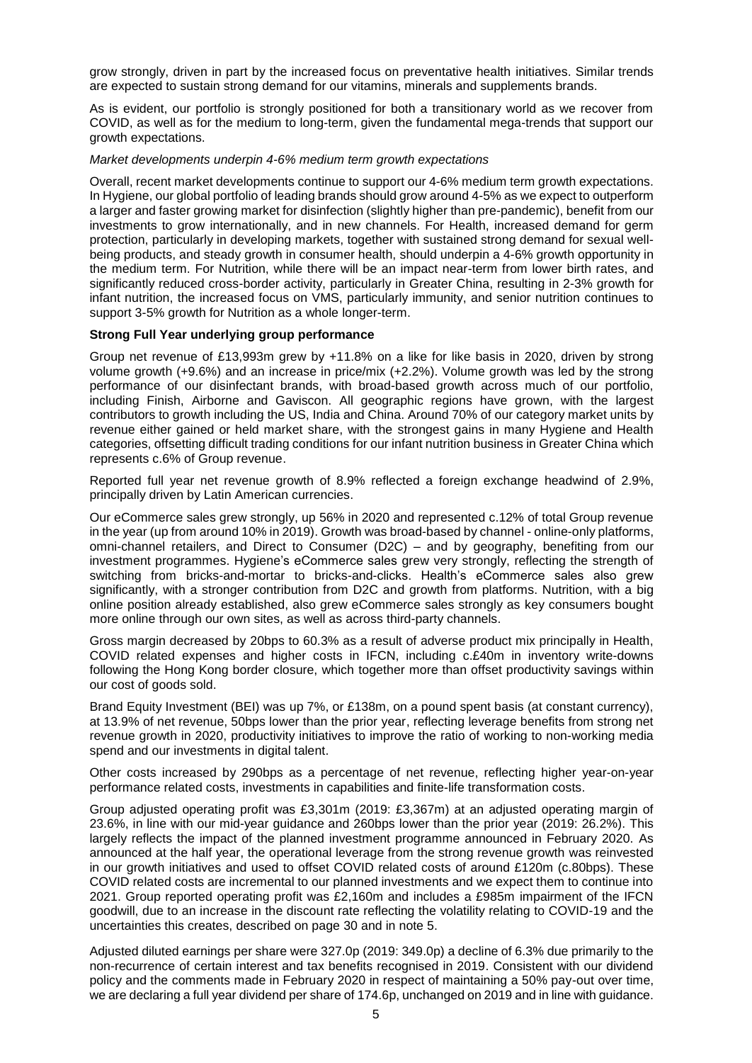grow strongly, driven in part by the increased focus on preventative health initiatives. Similar trends are expected to sustain strong demand for our vitamins, minerals and supplements brands.

As is evident, our portfolio is strongly positioned for both a transitionary world as we recover from COVID, as well as for the medium to long-term, given the fundamental mega-trends that support our growth expectations.

*Market developments underpin 4-6% medium term growth expectations*

Overall, recent market developments continue to support our 4-6% medium term growth expectations. In Hygiene, our global portfolio of leading brands should grow around 4-5% as we expect to outperform a larger and faster growing market for disinfection (slightly higher than pre-pandemic), benefit from our investments to grow internationally, and in new channels. For Health, increased demand for germ protection, particularly in developing markets, together with sustained strong demand for sexual well-being products, and steady growth in consumer health, should underpin a 4-6% growth opportunity in the medium term. For Nutrition, while there will be an impact near-term from lower birth rates, and significantly reduced cross-border activity, particularly in Greater China, resulting in 2-3% growth for infant nutrition, the increased focus on VMS, particularly immunity, and senior nutrition continues to support 3-5% growth for Nutrition as a whole longer-term.

**Strong Full Year underlying group performance**

Group net revenue of £13,993m grew by +11.8% on a like for like basis in 2020, driven by strong volume growth (+9.6%) and an increase in price/mix (+2.2%). Volume growth was led by the strong performance of our disinfectant brands, with broad-based growth across much of our portfolio, including Finish, Airborne and Gaviscon. All geographic regions have grown, with the largest contributors to growth including the US, India and China. Around 70% of our category market units by revenue either gained or held market share, with the strongest gains in many Hygiene and Health categories, offsetting difficult trading conditions for our infant nutrition business in Greater China which represents c.6% of Group revenue.

Reported full year net revenue growth of 8.9% reflected a foreign exchange headwind of 2.9%, principally driven by Latin American currencies.

Our eCommerce sales grew strongly, up 56% in 2020 and represented c.12% of total Group revenue in the year (up from around 10% in 2019). Growth was broad-based by channel - online-only platforms, omni-channel retailers, and Direct to Consumer (D2C) – and by geography, benefiting from our investment programmes. Hygiene's eCommerce sales grew very strongly, reflecting the strength of switching from bricks-and-mortar to bricks-and-clicks. Health's eCommerce sales also grew significantly, with a stronger contribution from D2C and growth from platforms. Nutrition, with a big online position already established, also grew eCommerce sales strongly as key consumers bought more online through our own sites, as well as across third-party channels.

Gross margin decreased by 20bps to 60.3% as a result of adverse product mix principally in Health, COVID related expenses and higher costs in IFCN, including c.£40m in inventory write-downs following the Hong Kong border closure, which together more than offset productivity savings within our cost of goods sold.

Brand Equity Investment (BEI) was up 7%, or £138m, on a pound spent basis (at constant currency), at 13.9% of net revenue, 50bps lower than the prior year, reflecting leverage benefits from strong net revenue growth in 2020, productivity initiatives to improve the ratio of working to non-working media spend and our investments in digital talent.

Other costs increased by 290bps as a percentage of net revenue, reflecting higher year-on-year performance related costs, investments in capabilities and finite-life transformation costs.

Group adjusted operating profit was £3,301m (2019: £3,367m) at an adjusted operating margin of 23.6%, in line with our mid-year guidance and 260bps lower than the prior year (2019: 26.2%). This largely reflects the impact of the planned investment programme announced in February 2020. As announced at the half year, the operational leverage from the strong revenue growth was reinvested in our growth initiatives and used to offset COVID related costs of around £120m (c.80bps). These COVID related costs are incremental to our planned investments and we expect them to continue into 2021. Group reported operating profit was £2,160m and includes a £985m impairment of the IFCN goodwill, due to an increase in the discount rate reflecting the volatility relating to COVID-19 and the uncertainties this creates, described on page 30 and in note 5.

Adjusted diluted earnings per share were 327.0p (2019: 349.0p) a decline of 6.3% due primarily to the non-recurrence of certain interest and tax benefits recognised in 2019. Consistent with our dividend policy and the comments made in February 2020 in respect of maintaining a 50% pay-out over time, we are declaring a full year dividend per share of 174.6p, unchanged on 2019 and in line with guidance.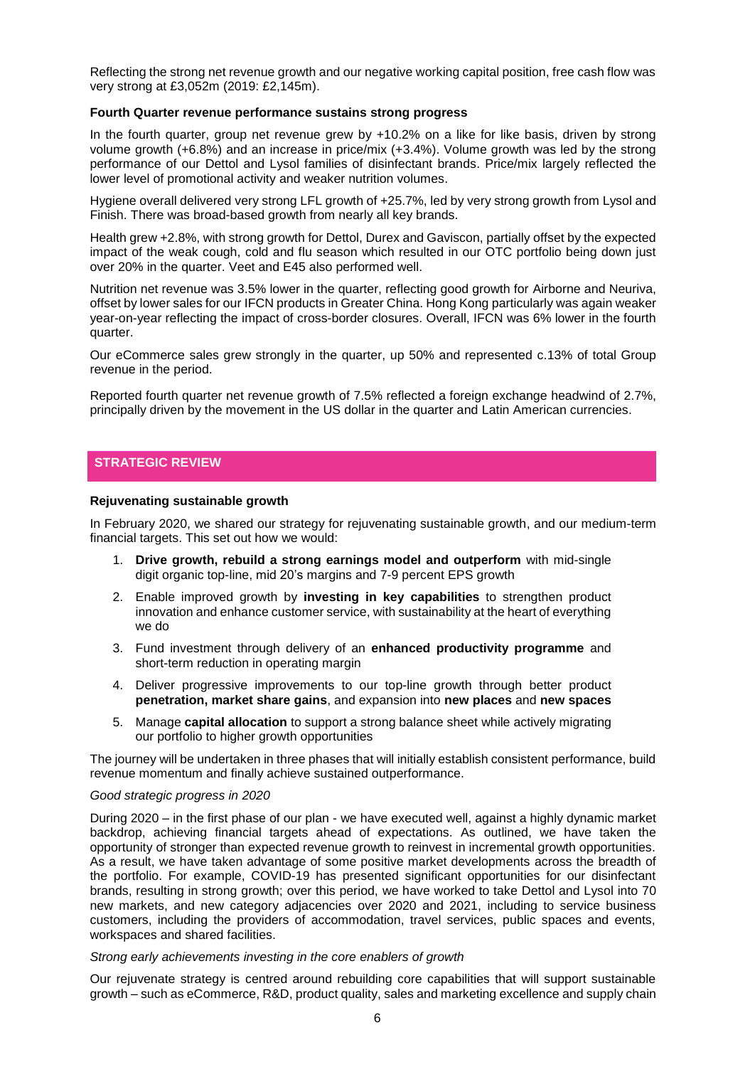Reflecting the strong net revenue growth and our negative working capital position, free cash flow was very strong at £3,052m (2019: £2,145m).

**Fourth Quarter revenue performance sustains strong progress**

In the fourth quarter, group net revenue grew by +10.2% on a like for like basis, driven by strong volume growth (+6.8%) and an increase in price/mix (+3.4%). Volume growth was led by the strong performance of our Dettol and Lysol families of disinfectant brands. Price/mix largely reflected the lower level of promotional activity and weaker nutrition volumes.

Hygiene overall delivered very strong LFL growth of +25.7%, led by very strong growth from Lysol and Finish. There was broad-based growth from nearly all key brands.

Health grew +2.8%, with strong growth for Dettol, Durex and Gaviscon, partially offset by the expected impact of the weak cough, cold and flu season which resulted in our OTC portfolio being down just over 20% in the quarter. Veet and E45 also performed well.

Nutrition net revenue was 3.5% lower in the quarter, reflecting good growth for Airborne and Neuriva, offset by lower sales for our IFCN products in Greater China. Hong Kong particularly was again weaker year-on-year reflecting the impact of cross-border closures. Overall, IFCN was 6% lower in the fourth quarter.

Our eCommerce sales grew strongly in the quarter, up 50% and represented c.13% of total Group revenue in the period.

Reported fourth quarter net revenue growth of 7.5% reflected a foreign exchange headwind of 2.7%, principally driven by the movement in the US dollar in the quarter and Latin American currencies.

## STRATEGIC REVIEW

**Rejuvenating sustainable growth**

In February 2020, we shared our strategy for rejuvenating sustainable growth, and our medium-term financial targets. This set out how we would:

1. **Drive growth, rebuild a strong earnings model and outperform** with mid-single digit organic top-line, mid 20's margins and 7-9 percent EPS growth
2. Enable improved growth by **investing in key capabilities** to strengthen product innovation and enhance customer service, with sustainability at the heart of everything we do
3. Fund investment through delivery of an **enhanced productivity programme** and short-term reduction in operating margin
4. Deliver progressive improvements to our top-line growth through better product **penetration, market share gains**, and expansion into **new places** and **new spaces**
5. Manage **capital allocation** to support a strong balance sheet while actively migrating our portfolio to higher growth opportunities

The journey will be undertaken in three phases that will initially establish consistent performance, build revenue momentum and finally achieve sustained outperformance.

*Good strategic progress in 2020*

During 2020 – in the first phase of our plan - we have executed well, against a highly dynamic market backdrop, achieving financial targets ahead of expectations. As outlined, we have taken the opportunity of stronger than expected revenue growth to reinvest in incremental growth opportunities. As a result, we have taken advantage of some positive market developments across the breadth of the portfolio. For example, COVID-19 has presented significant opportunities for our disinfectant brands, resulting in strong growth; over this period, we have worked to take Dettol and Lysol into 70 new markets, and new category adjacencies over 2020 and 2021, including to service business customers, including the providers of accommodation, travel services, public spaces and events, workspaces and shared facilities.

*Strong early achievements investing in the core enablers of growth*

Our rejuvenate strategy is centred around rebuilding core capabilities that will support sustainable growth – such as eCommerce, R&D, product quality, sales and marketing excellence and supply chain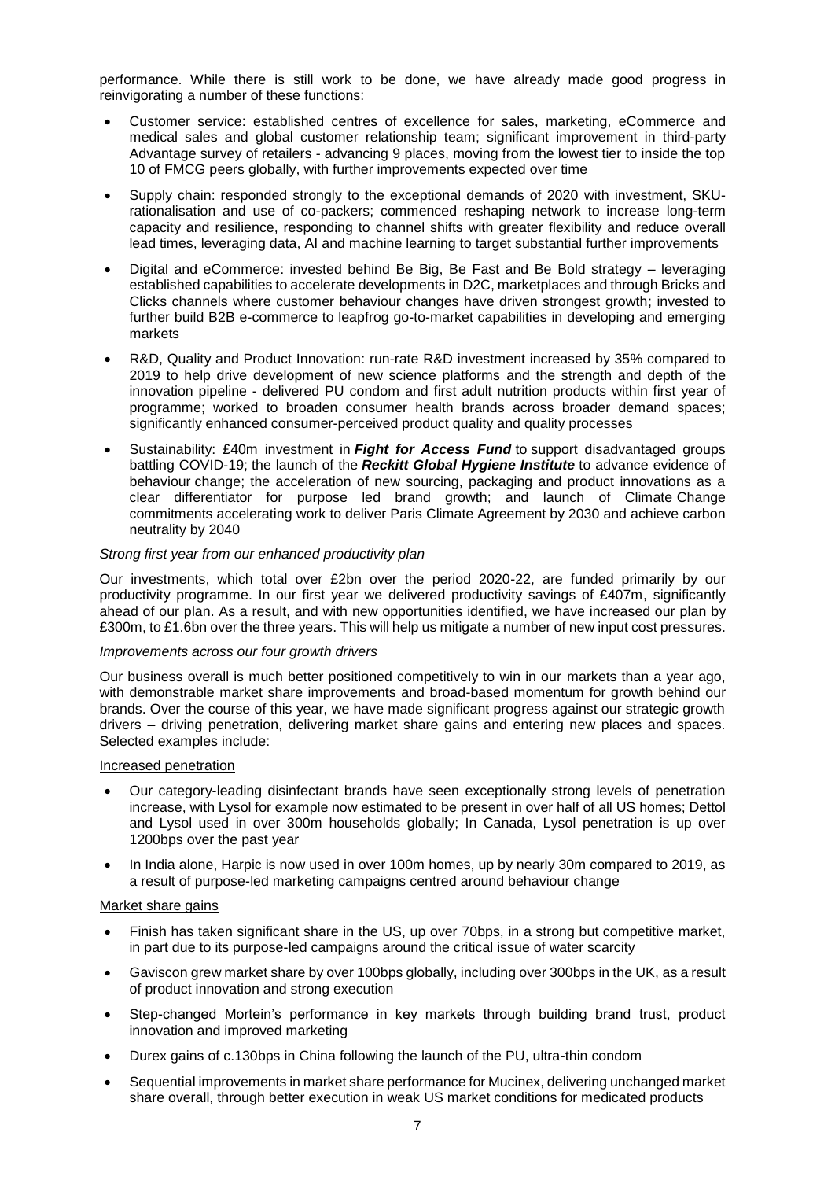performance. While there is still work to be done, we have already made good progress in reinvigorating a number of these functions:

- Customer service: established centres of excellence for sales, marketing, eCommerce and medical sales and global customer relationship team; significant improvement in third-party Advantage survey of retailers - advancing 9 places, moving from the lowest tier to inside the top 10 of FMCG peers globally, with further improvements expected over time
- Supply chain: responded strongly to the exceptional demands of 2020 with investment, SKU-rationalisation and use of co-packers; commenced reshaping network to increase long-term capacity and resilience, responding to channel shifts with greater flexibility and reduce overall lead times, leveraging data, AI and machine learning to target substantial further improvements
- Digital and eCommerce: invested behind Be Big, Be Fast and Be Bold strategy – leveraging established capabilities to accelerate developments in D2C, marketplaces and through Bricks and Clicks channels where customer behaviour changes have driven strongest growth; invested to further build B2B e-commerce to leapfrog go-to-market capabilities in developing and emerging markets
- R&D, Quality and Product Innovation: run-rate R&D investment increased by 35% compared to 2019 to help drive development of new science platforms and the strength and depth of the innovation pipeline - delivered PU condom and first adult nutrition products within first year of programme; worked to broaden consumer health brands across broader demand spaces; significantly enhanced consumer-perceived product quality and quality processes
- Sustainability: £40m investment in ***Fight for Access Fund*** to support disadvantaged groups battling COVID-19; the launch of the ***Reckitt Global Hygiene Institute*** to advance evidence of behaviour change; the acceleration of new sourcing, packaging and product innovations as a clear differentiator for purpose led brand growth; and launch of Climate Change commitments accelerating work to deliver Paris Climate Agreement by 2030 and achieve carbon neutrality by 2040

*Strong first year from our enhanced productivity plan*

Our investments, which total over £2bn over the period 2020-22, are funded primarily by our productivity programme. In our first year we delivered productivity savings of £407m, significantly ahead of our plan. As a result, and with new opportunities identified, we have increased our plan by £300m, to £1.6bn over the three years. This will help us mitigate a number of new input cost pressures.

*Improvements across our four growth drivers*

Our business overall is much better positioned competitively to win in our markets than a year ago, with demonstrable market share improvements and broad-based momentum for growth behind our brands. Over the course of this year, we have made significant progress against our strategic growth drivers – driving penetration, delivering market share gains and entering new places and spaces. Selected examples include:

Increased penetration

- Our category-leading disinfectant brands have seen exceptionally strong levels of penetration increase, with Lysol for example now estimated to be present in over half of all US homes; Dettol and Lysol used in over 300m households globally; In Canada, Lysol penetration is up over 1200bps over the past year
- In India alone, Harpic is now used in over 100m homes, up by nearly 30m compared to 2019, as a result of purpose-led marketing campaigns centred around behaviour change

Market share gains

- Finish has taken significant share in the US, up over 70bps, in a strong but competitive market, in part due to its purpose-led campaigns around the critical issue of water scarcity
- Gaviscon grew market share by over 100bps globally, including over 300bps in the UK, as a result of product innovation and strong execution
- Step-changed Mortein's performance in key markets through building brand trust, product innovation and improved marketing
- Durex gains of c.130bps in China following the launch of the PU, ultra-thin condom
- Sequential improvements in market share performance for Mucinex, delivering unchanged market share overall, through better execution in weak US market conditions for medicated products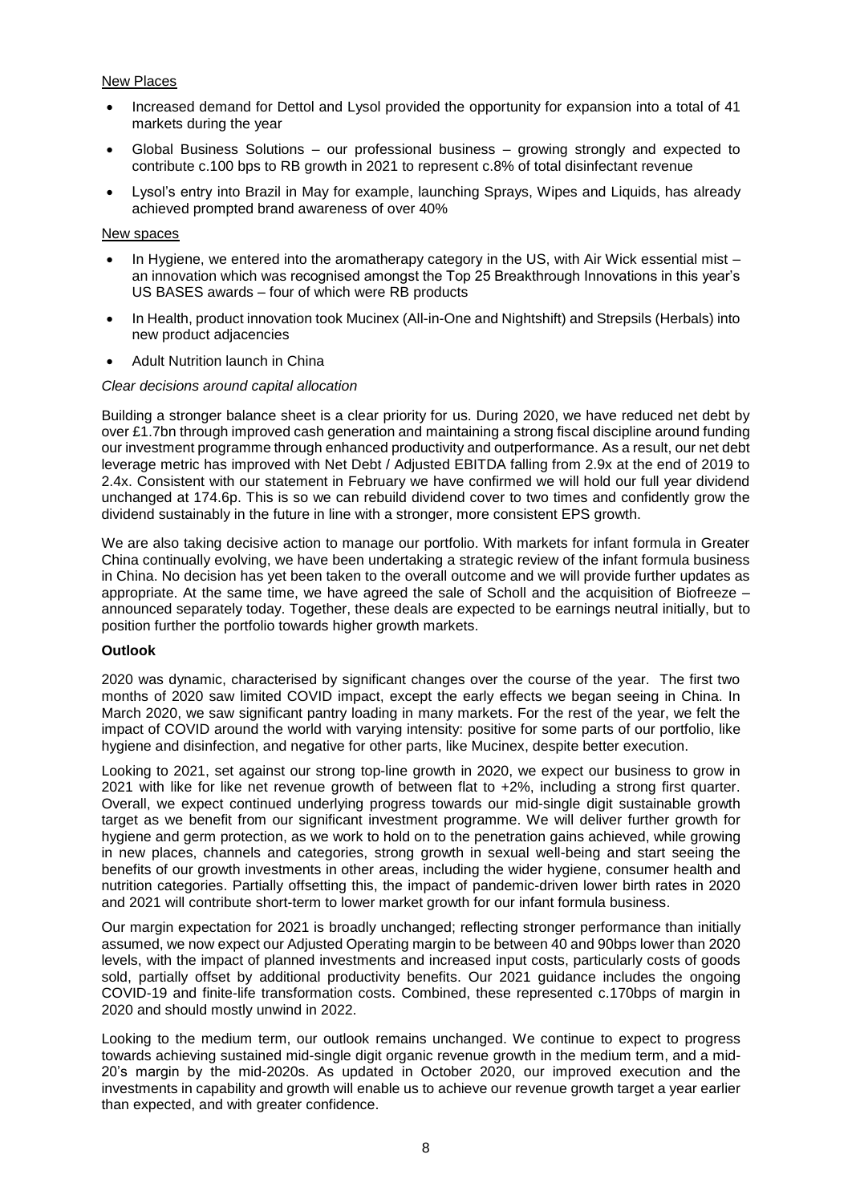New Places

- Increased demand for Dettol and Lysol provided the opportunity for expansion into a total of 41 markets during the year
- Global Business Solutions – our professional business – growing strongly and expected to contribute c.100 bps to RB growth in 2021 to represent c.8% of total disinfectant revenue
- Lysol's entry into Brazil in May for example, launching Sprays, Wipes and Liquids, has already achieved prompted brand awareness of over 40%

New spaces

- In Hygiene, we entered into the aromatherapy category in the US, with Air Wick essential mist – an innovation which was recognised amongst the Top 25 Breakthrough Innovations in this year's US BASES awards – four of which were RB products
- In Health, product innovation took Mucinex (All-in-One and Nightshift) and Strepsils (Herbals) into new product adjacencies
- Adult Nutrition launch in China

*Clear decisions around capital allocation*

Building a stronger balance sheet is a clear priority for us. During 2020, we have reduced net debt by over £1.7bn through improved cash generation and maintaining a strong fiscal discipline around funding our investment programme through enhanced productivity and outperformance. As a result, our net debt leverage metric has improved with Net Debt / Adjusted EBITDA falling from 2.9x at the end of 2019 to 2.4x. Consistent with our statement in February we have confirmed we will hold our full year dividend unchanged at 174.6p. This is so we can rebuild dividend cover to two times and confidently grow the dividend sustainably in the future in line with a stronger, more consistent EPS growth.

We are also taking decisive action to manage our portfolio. With markets for infant formula in Greater China continually evolving, we have been undertaking a strategic review of the infant formula business in China. No decision has yet been taken to the overall outcome and we will provide further updates as appropriate. At the same time, we have agreed the sale of Scholl and the acquisition of Biofreeze – announced separately today. Together, these deals are expected to be earnings neutral initially, but to position further the portfolio towards higher growth markets.

**Outlook**

2020 was dynamic, characterised by significant changes over the course of the year. The first two months of 2020 saw limited COVID impact, except the early effects we began seeing in China. In March 2020, we saw significant pantry loading in many markets. For the rest of the year, we felt the impact of COVID around the world with varying intensity: positive for some parts of our portfolio, like hygiene and disinfection, and negative for other parts, like Mucinex, despite better execution.

Looking to 2021, set against our strong top-line growth in 2020, we expect our business to grow in 2021 with like for like net revenue growth of between flat to +2%, including a strong first quarter. Overall, we expect continued underlying progress towards our mid-single digit sustainable growth target as we benefit from our significant investment programme. We will deliver further growth for hygiene and germ protection, as we work to hold on to the penetration gains achieved, while growing in new places, channels and categories, strong growth in sexual well-being and start seeing the benefits of our growth investments in other areas, including the wider hygiene, consumer health and nutrition categories. Partially offsetting this, the impact of pandemic-driven lower birth rates in 2020 and 2021 will contribute short-term to lower market growth for our infant formula business.

Our margin expectation for 2021 is broadly unchanged; reflecting stronger performance than initially assumed, we now expect our Adjusted Operating margin to be between 40 and 90bps lower than 2020 levels, with the impact of planned investments and increased input costs, particularly costs of goods sold, partially offset by additional productivity benefits. Our 2021 guidance includes the ongoing COVID-19 and finite-life transformation costs. Combined, these represented c.170bps of margin in 2020 and should mostly unwind in 2022.

Looking to the medium term, our outlook remains unchanged. We continue to expect to progress towards achieving sustained mid-single digit organic revenue growth in the medium term, and a mid-20's margin by the mid-2020s. As updated in October 2020, our improved execution and the investments in capability and growth will enable us to achieve our revenue growth target a year earlier than expected, and with greater confidence.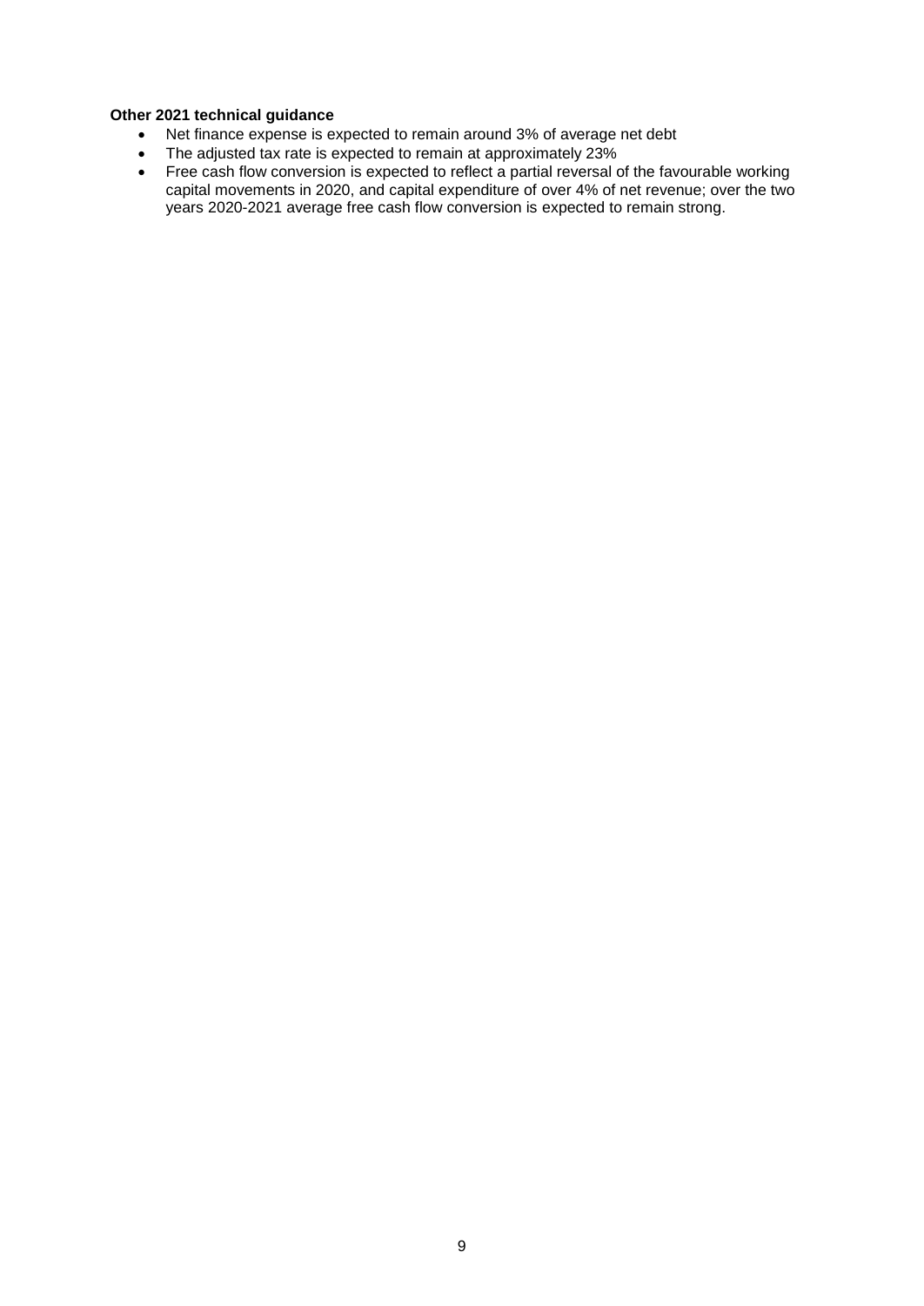**Other 2021 technical guidance**

- Net finance expense is expected to remain around 3% of average net debt
- The adjusted tax rate is expected to remain at approximately 23%
- Free cash flow conversion is expected to reflect a partial reversal of the favourable working capital movements in 2020, and capital expenditure of over 4% of net revenue; over the two years 2020-2021 average free cash flow conversion is expected to remain strong.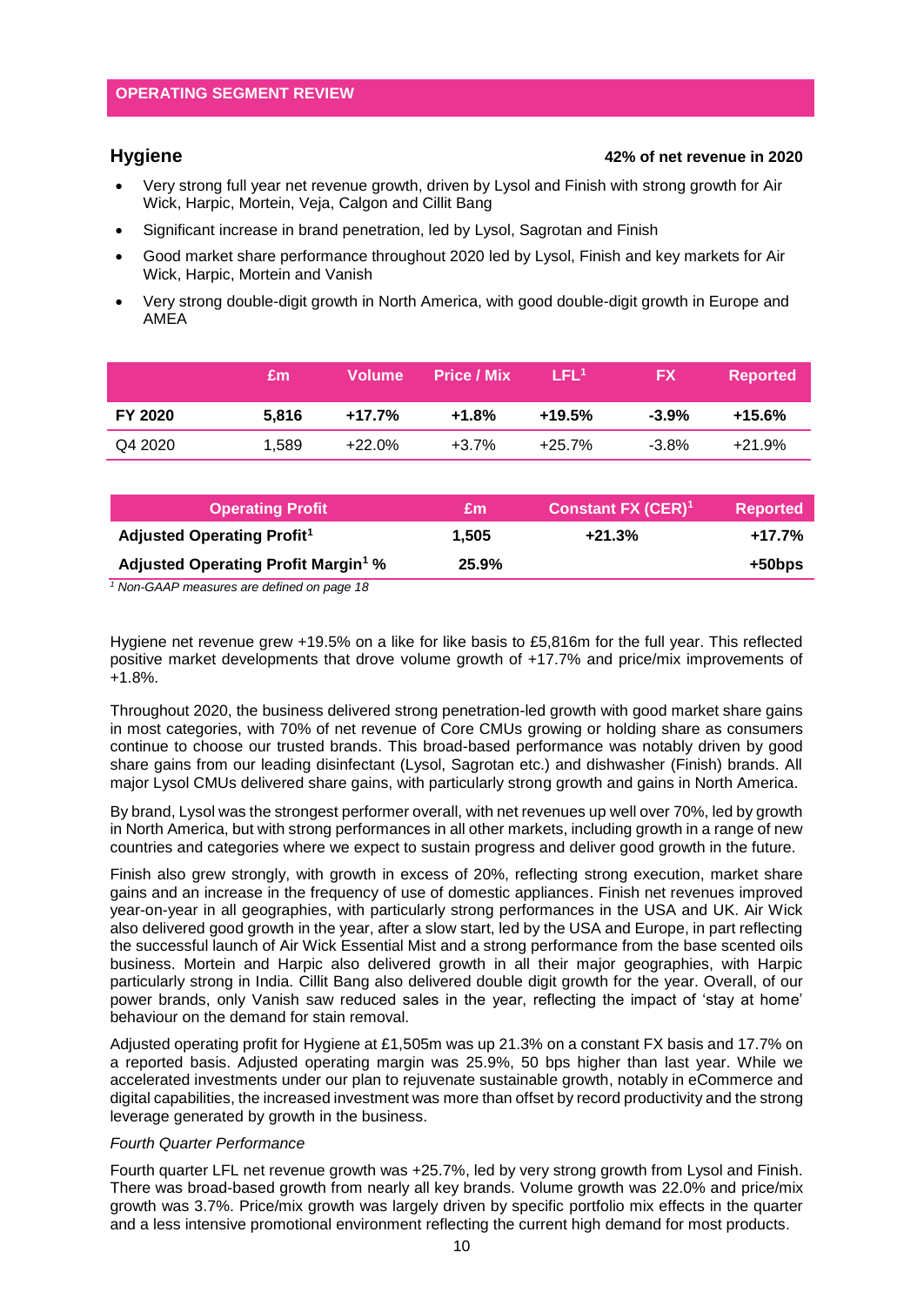## OPERATING SEGMENT REVIEW

### Hygiene

**42% of net revenue in 2020**

- Very strong full year net revenue growth, driven by Lysol and Finish with strong growth for Air Wick, Harpic, Mortein, Veja, Calgon and Cillit Bang
- Significant increase in brand penetration, led by Lysol, Sagrotan and Finish
- Good market share performance throughout 2020 led by Lysol, Finish and key markets for Air Wick, Harpic, Mortein and Vanish
- Very strong double-digit growth in North America, with good double-digit growth in Europe and AMEA

| | £m | Volume | Price / Mix | LFL[1] | FX | Reported |
|---|---|---|---|---|---|---|
| **FY 2020** | **5,816** | **+17.7%** | **+1.8%** | **+19.5%** | **-3.9%** | **+15.6%** |
| Q4 2020 | 1,589 | +22.0% | +3.7% | +25.7% | -3.8% | +21.9% |

| Operating Profit | £m | Constant FX (CER)[1] | Reported |
|---|---|---|---|
| **Adjusted Operating Profit[1]** | **1,505** | **+21.3%** | **+17.7%** |
| **Adjusted Operating Profit Margin[1] %** | **25.9%** | | **+50bps** |

*[1] Non-GAAP measures are defined on page 18*

Hygiene net revenue grew +19.5% on a like for like basis to £5,816m for the full year. This reflected positive market developments that drove volume growth of +17.7% and price/mix improvements of +1.8%.

Throughout 2020, the business delivered strong penetration-led growth with good market share gains in most categories, with 70% of net revenue of Core CMUs growing or holding share as consumers continue to choose our trusted brands. This broad-based performance was notably driven by good share gains from our leading disinfectant (Lysol, Sagrotan etc.) and dishwasher (Finish) brands. All major Lysol CMUs delivered share gains, with particularly strong growth and gains in North America.

By brand, Lysol was the strongest performer overall, with net revenues up well over 70%, led by growth in North America, but with strong performances in all other markets, including growth in a range of new countries and categories where we expect to sustain progress and deliver good growth in the future.

Finish also grew strongly, with growth in excess of 20%, reflecting strong execution, market share gains and an increase in the frequency of use of domestic appliances. Finish net revenues improved year-on-year in all geographies, with particularly strong performances in the USA and UK. Air Wick also delivered good growth in the year, after a slow start, led by the USA and Europe, in part reflecting the successful launch of Air Wick Essential Mist and a strong performance from the base scented oils business. Mortein and Harpic also delivered growth in all their major geographies, with Harpic particularly strong in India. Cillit Bang also delivered double digit growth for the year. Overall, of our power brands, only Vanish saw reduced sales in the year, reflecting the impact of 'stay at home' behaviour on the demand for stain removal.

Adjusted operating profit for Hygiene at £1,505m was up 21.3% on a constant FX basis and 17.7% on a reported basis. Adjusted operating margin was 25.9%, 50 bps higher than last year. While we accelerated investments under our plan to rejuvenate sustainable growth, notably in eCommerce and digital capabilities, the increased investment was more than offset by record productivity and the strong leverage generated by growth in the business.

*Fourth Quarter Performance*

Fourth quarter LFL net revenue growth was +25.7%, led by very strong growth from Lysol and Finish. There was broad-based growth from nearly all key brands. Volume growth was 22.0% and price/mix growth was 3.7%. Price/mix growth was largely driven by specific portfolio mix effects in the quarter and a less intensive promotional environment reflecting the current high demand for most products.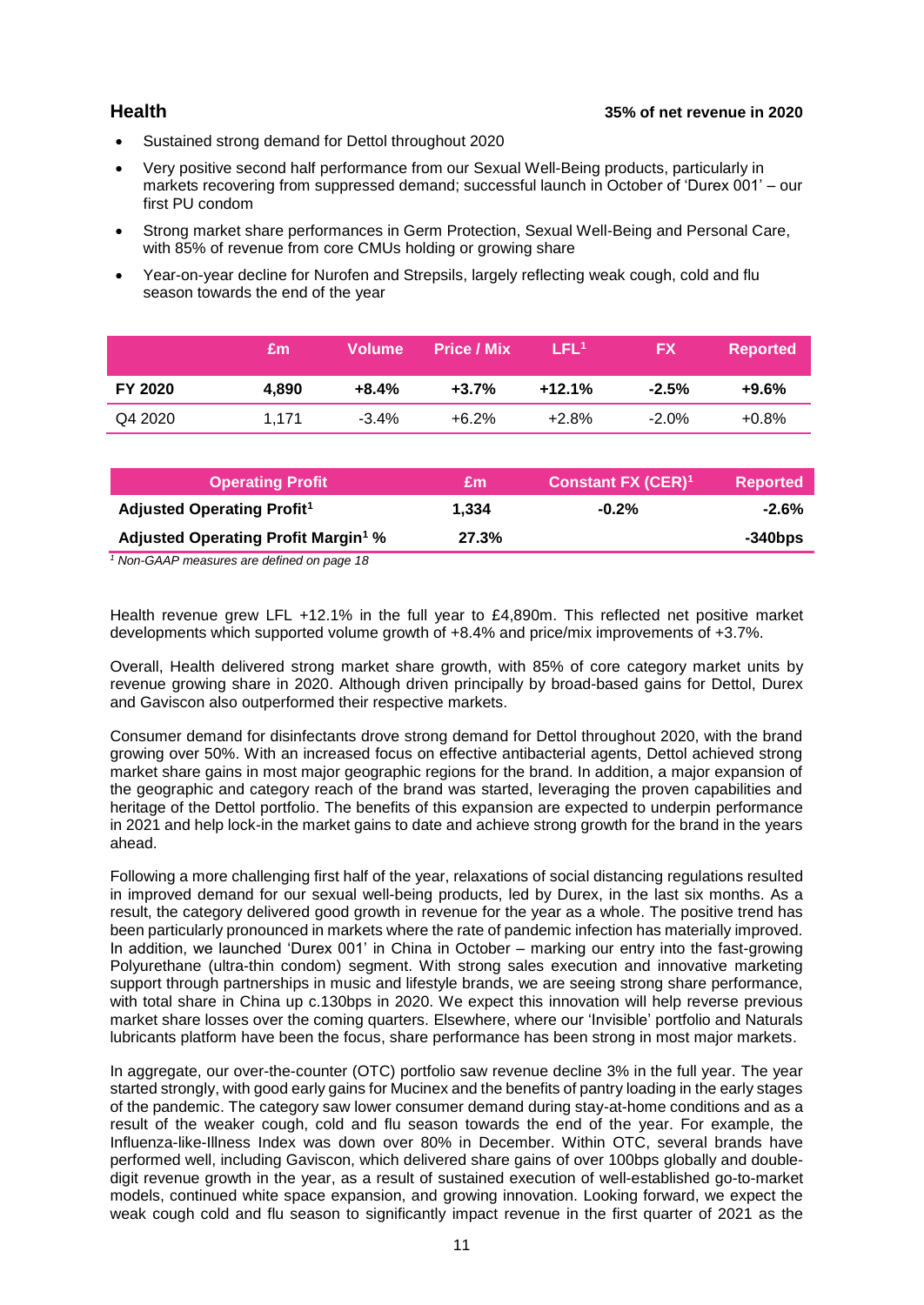## Health

**35% of net revenue in 2020**

- Sustained strong demand for Dettol throughout 2020
- Very positive second half performance from our Sexual Well-Being products, particularly in markets recovering from suppressed demand; successful launch in October of 'Durex 001' – our first PU condom
- Strong market share performances in Germ Protection, Sexual Well-Being and Personal Care, with 85% of revenue from core CMUs holding or growing share
- Year-on-year decline for Nurofen and Strepsils, largely reflecting weak cough, cold and flu season towards the end of the year

| | £m | Volume | Price / Mix | LFL[1] | FX | Reported |
|---|---|---|---|---|---|---|
| **FY 2020** | **4,890** | **+8.4%** | **+3.7%** | **+12.1%** | **-2.5%** | **+9.6%** |
| Q4 2020 | 1,171 | -3.4% | +6.2% | +2.8% | -2.0% | +0.8% |

| Operating Profit | £m | Constant FX (CER)[1] | Reported |
|---|---|---|---|
| **Adjusted Operating Profit[1]** | **1,334** | **-0.2%** | **-2.6%** |
| **Adjusted Operating Profit Margin[1] %** | **27.3%** | | **-340bps** |

*[1] Non-GAAP measures are defined on page 18*

Health revenue grew LFL +12.1% in the full year to £4,890m. This reflected net positive market developments which supported volume growth of +8.4% and price/mix improvements of +3.7%.

Overall, Health delivered strong market share growth, with 85% of core category market units by revenue growing share in 2020. Although driven principally by broad-based gains for Dettol, Durex and Gaviscon also outperformed their respective markets.

Consumer demand for disinfectants drove strong demand for Dettol throughout 2020, with the brand growing over 50%. With an increased focus on effective antibacterial agents, Dettol achieved strong market share gains in most major geographic regions for the brand. In addition, a major expansion of the geographic and category reach of the brand was started, leveraging the proven capabilities and heritage of the Dettol portfolio. The benefits of this expansion are expected to underpin performance in 2021 and help lock-in the market gains to date and achieve strong growth for the brand in the years ahead.

Following a more challenging first half of the year, relaxations of social distancing regulations resulted in improved demand for our sexual well-being products, led by Durex, in the last six months. As a result, the category delivered good growth in revenue for the year as a whole. The positive trend has been particularly pronounced in markets where the rate of pandemic infection has materially improved. In addition, we launched 'Durex 001' in China in October – marking our entry into the fast-growing Polyurethane (ultra-thin condom) segment. With strong sales execution and innovative marketing support through partnerships in music and lifestyle brands, we are seeing strong share performance, with total share in China up c.130bps in 2020. We expect this innovation will help reverse previous market share losses over the coming quarters. Elsewhere, where our 'Invisible' portfolio and Naturals lubricants platform have been the focus, share performance has been strong in most major markets.

In aggregate, our over-the-counter (OTC) portfolio saw revenue decline 3% in the full year. The year started strongly, with good early gains for Mucinex and the benefits of pantry loading in the early stages of the pandemic. The category saw lower consumer demand during stay-at-home conditions and as a result of the weaker cough, cold and flu season towards the end of the year. For example, the Influenza-like-Illness Index was down over 80% in December. Within OTC, several brands have performed well, including Gaviscon, which delivered share gains of over 100bps globally and double-digit revenue growth in the year, as a result of sustained execution of well-established go-to-market models, continued white space expansion, and growing innovation. Looking forward, we expect the weak cough cold and flu season to significantly impact revenue in the first quarter of 2021 as the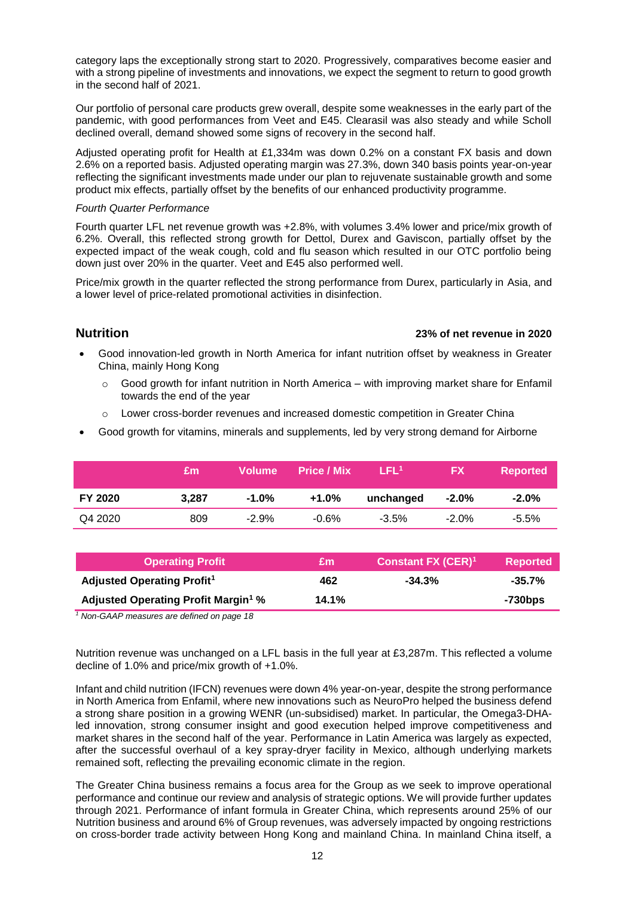category laps the exceptionally strong start to 2020. Progressively, comparatives become easier and with a strong pipeline of investments and innovations, we expect the segment to return to good growth in the second half of 2021.

Our portfolio of personal care products grew overall, despite some weaknesses in the early part of the pandemic, with good performances from Veet and E45. Clearasil was also steady and while Scholl declined overall, demand showed some signs of recovery in the second half.

Adjusted operating profit for Health at £1,334m was down 0.2% on a constant FX basis and down 2.6% on a reported basis. Adjusted operating margin was 27.3%, down 340 basis points year-on-year reflecting the significant investments made under our plan to rejuvenate sustainable growth and some product mix effects, partially offset by the benefits of our enhanced productivity programme.

*Fourth Quarter Performance*

Fourth quarter LFL net revenue growth was +2.8%, with volumes 3.4% lower and price/mix growth of 6.2%. Overall, this reflected strong growth for Dettol, Durex and Gaviscon, partially offset by the expected impact of the weak cough, cold and flu season which resulted in our OTC portfolio being down just over 20% in the quarter. Veet and E45 also performed well.

Price/mix growth in the quarter reflected the strong performance from Durex, particularly in Asia, and a lower level of price-related promotional activities in disinfection.

## Nutrition

**23% of net revenue in 2020**

- Good innovation-led growth in North America for infant nutrition offset by weakness in Greater China, mainly Hong Kong
  - Good growth for infant nutrition in North America – with improving market share for Enfamil towards the end of the year
  - Lower cross-border revenues and increased domestic competition in Greater China
- Good growth for vitamins, minerals and supplements, led by very strong demand for Airborne

| | £m | Volume | Price / Mix | LFL[1] | FX | Reported |
|---|---|---|---|---|---|---|
| **FY 2020** | **3,287** | **-1.0%** | **+1.0%** | **unchanged** | **-2.0%** | **-2.0%** |
| Q4 2020 | 809 | -2.9% | -0.6% | -3.5% | -2.0% | -5.5% |

| Operating Profit | £m | Constant FX (CER)[1] | Reported |
|---|---|---|---|
| **Adjusted Operating Profit[1]** | **462** | **-34.3%** | **-35.7%** |
| **Adjusted Operating Profit Margin[1] %** | **14.1%** | | **-730bps** |

*[1] Non-GAAP measures are defined on page 18*

Nutrition revenue was unchanged on a LFL basis in the full year at £3,287m. This reflected a volume decline of 1.0% and price/mix growth of +1.0%.

Infant and child nutrition (IFCN) revenues were down 4% year-on-year, despite the strong performance in North America from Enfamil, where new innovations such as NeuroPro helped the business defend a strong share position in a growing WENR (un-subsidised) market. In particular, the Omega3-DHA-led innovation, strong consumer insight and good execution helped improve competitiveness and market shares in the second half of the year. Performance in Latin America was largely as expected, after the successful overhaul of a key spray-dryer facility in Mexico, although underlying markets remained soft, reflecting the prevailing economic climate in the region.

The Greater China business remains a focus area for the Group as we seek to improve operational performance and continue our review and analysis of strategic options. We will provide further updates through 2021. Performance of infant formula in Greater China, which represents around 25% of our Nutrition business and around 6% of Group revenues, was adversely impacted by ongoing restrictions on cross-border trade activity between Hong Kong and mainland China. In mainland China itself, a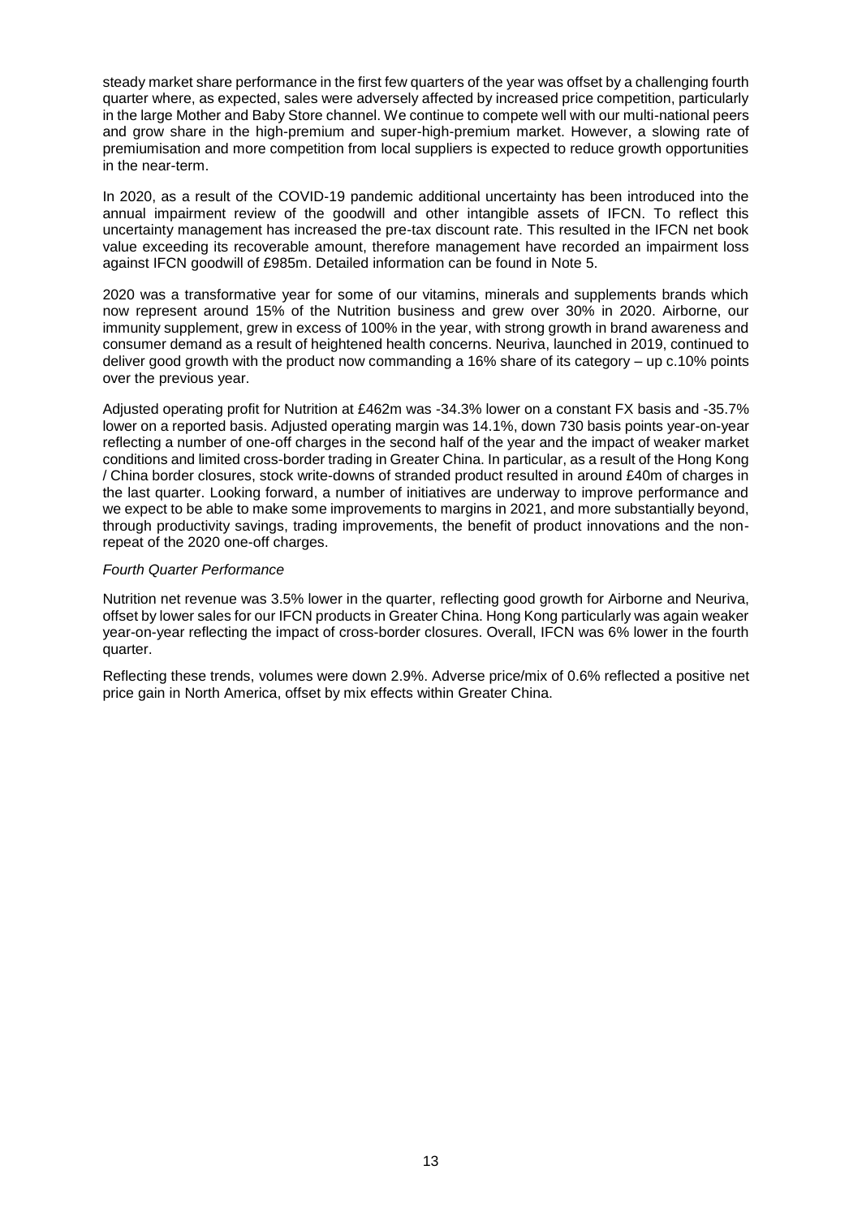steady market share performance in the first few quarters of the year was offset by a challenging fourth quarter where, as expected, sales were adversely affected by increased price competition, particularly in the large Mother and Baby Store channel. We continue to compete well with our multi-national peers and grow share in the high-premium and super-high-premium market. However, a slowing rate of premiumisation and more competition from local suppliers is expected to reduce growth opportunities in the near-term.

In 2020, as a result of the COVID-19 pandemic additional uncertainty has been introduced into the annual impairment review of the goodwill and other intangible assets of IFCN. To reflect this uncertainty management has increased the pre-tax discount rate. This resulted in the IFCN net book value exceeding its recoverable amount, therefore management have recorded an impairment loss against IFCN goodwill of £985m. Detailed information can be found in Note 5.

2020 was a transformative year for some of our vitamins, minerals and supplements brands which now represent around 15% of the Nutrition business and grew over 30% in 2020. Airborne, our immunity supplement, grew in excess of 100% in the year, with strong growth in brand awareness and consumer demand as a result of heightened health concerns. Neuriva, launched in 2019, continued to deliver good growth with the product now commanding a 16% share of its category – up c.10% points over the previous year.

Adjusted operating profit for Nutrition at £462m was -34.3% lower on a constant FX basis and -35.7% lower on a reported basis. Adjusted operating margin was 14.1%, down 730 basis points year-on-year reflecting a number of one-off charges in the second half of the year and the impact of weaker market conditions and limited cross-border trading in Greater China. In particular, as a result of the Hong Kong / China border closures, stock write-downs of stranded product resulted in around £40m of charges in the last quarter. Looking forward, a number of initiatives are underway to improve performance and we expect to be able to make some improvements to margins in 2021, and more substantially beyond, through productivity savings, trading improvements, the benefit of product innovations and the non-repeat of the 2020 one-off charges.

*Fourth Quarter Performance*

Nutrition net revenue was 3.5% lower in the quarter, reflecting good growth for Airborne and Neuriva, offset by lower sales for our IFCN products in Greater China. Hong Kong particularly was again weaker year-on-year reflecting the impact of cross-border closures. Overall, IFCN was 6% lower in the fourth quarter.

Reflecting these trends, volumes were down 2.9%. Adverse price/mix of 0.6% reflected a positive net price gain in North America, offset by mix effects within Greater China.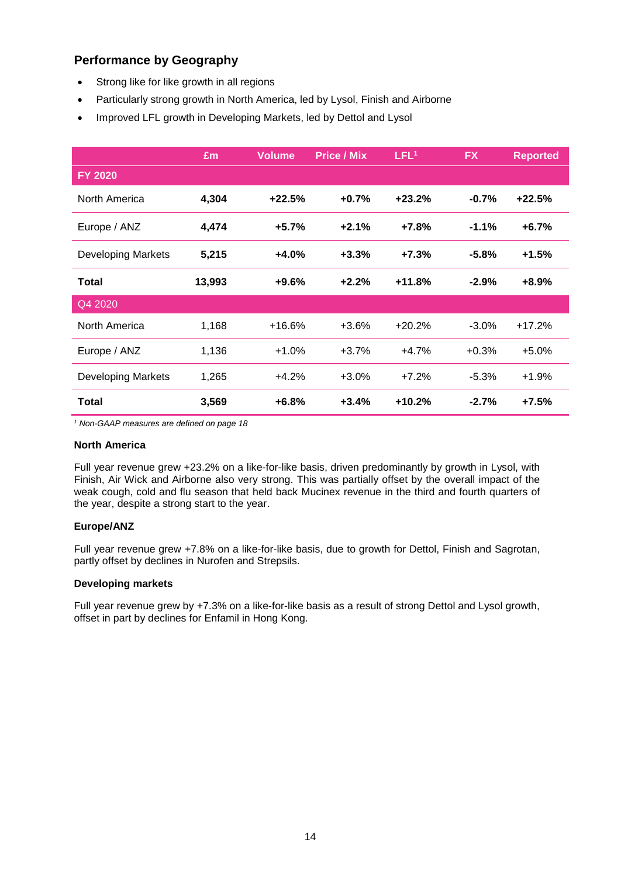## Performance by Geography

- Strong like for like growth in all regions
- Particularly strong growth in North America, led by Lysol, Finish and Airborne
- Improved LFL growth in Developing Markets, led by Dettol and Lysol

| | £m | Volume | Price / Mix | LFL[1] | FX | Reported |
|---|---|---|---|---|---|---|
| **FY 2020** | | | | | | |
| North America | **4,304** | **+22.5%** | **+0.7%** | **+23.2%** | **-0.7%** | **+22.5%** |
| Europe / ANZ | **4,474** | **+5.7%** | **+2.1%** | **+7.8%** | **-1.1%** | **+6.7%** |
| Developing Markets | **5,215** | **+4.0%** | **+3.3%** | **+7.3%** | **-5.8%** | **+1.5%** |
| **Total** | **13,993** | **+9.6%** | **+2.2%** | **+11.8%** | **-2.9%** | **+8.9%** |
| Q4 2020 | | | | | | |
| North America | 1,168 | +16.6% | +3.6% | +20.2% | -3.0% | +17.2% |
| Europe / ANZ | 1,136 | +1.0% | +3.7% | +4.7% | +0.3% | +5.0% |
| Developing Markets | 1,265 | +4.2% | +3.0% | +7.2% | -5.3% | +1.9% |
| **Total** | **3,569** | **+6.8%** | **+3.4%** | **+10.2%** | **-2.7%** | **+7.5%** |

*[1] Non-GAAP measures are defined on page 18*

**North America**

Full year revenue grew +23.2% on a like-for-like basis, driven predominantly by growth in Lysol, with Finish, Air Wick and Airborne also very strong. This was partially offset by the overall impact of the weak cough, cold and flu season that held back Mucinex revenue in the third and fourth quarters of the year, despite a strong start to the year.

**Europe/ANZ**

Full year revenue grew +7.8% on a like-for-like basis, due to growth for Dettol, Finish and Sagrotan, partly offset by declines in Nurofen and Strepsils.

**Developing markets**

Full year revenue grew by +7.3% on a like-for-like basis as a result of strong Dettol and Lysol growth, offset in part by declines for Enfamil in Hong Kong.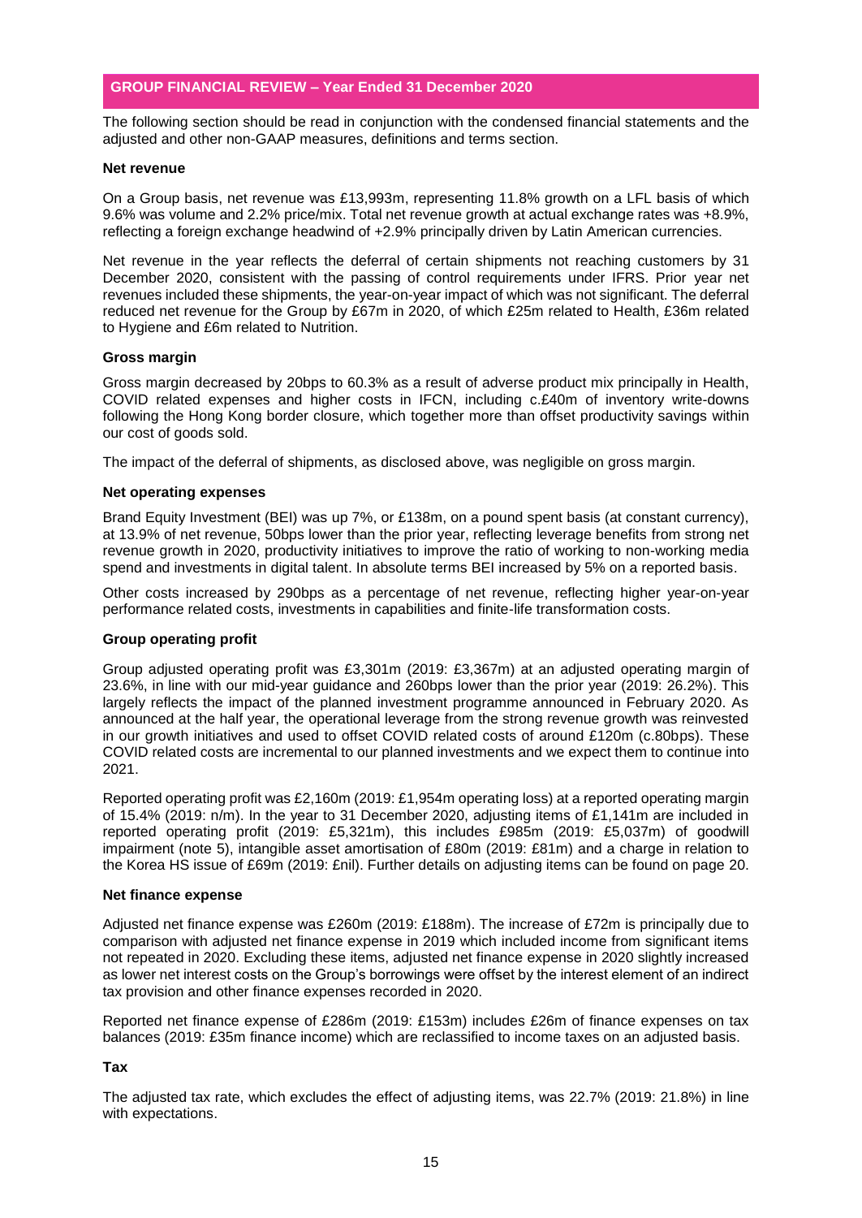## GROUP FINANCIAL REVIEW – Year Ended 31 December 2020

The following section should be read in conjunction with the condensed financial statements and the adjusted and other non-GAAP measures, definitions and terms section.

### Net revenue

On a Group basis, net revenue was £13,993m, representing 11.8% growth on a LFL basis of which 9.6% was volume and 2.2% price/mix. Total net revenue growth at actual exchange rates was +8.9%, reflecting a foreign exchange headwind of +2.9% principally driven by Latin American currencies.

Net revenue in the year reflects the deferral of certain shipments not reaching customers by 31 December 2020, consistent with the passing of control requirements under IFRS. Prior year net revenues included these shipments, the year-on-year impact of which was not significant. The deferral reduced net revenue for the Group by £67m in 2020, of which £25m related to Health, £36m related to Hygiene and £6m related to Nutrition.

### Gross margin

Gross margin decreased by 20bps to 60.3% as a result of adverse product mix principally in Health, COVID related expenses and higher costs in IFCN, including c.£40m of inventory write-downs following the Hong Kong border closure, which together more than offset productivity savings within our cost of goods sold.

The impact of the deferral of shipments, as disclosed above, was negligible on gross margin.

### Net operating expenses

Brand Equity Investment (BEI) was up 7%, or £138m, on a pound spent basis (at constant currency), at 13.9% of net revenue, 50bps lower than the prior year, reflecting leverage benefits from strong net revenue growth in 2020, productivity initiatives to improve the ratio of working to non-working media spend and investments in digital talent. In absolute terms BEI increased by 5% on a reported basis.

Other costs increased by 290bps as a percentage of net revenue, reflecting higher year-on-year performance related costs, investments in capabilities and finite-life transformation costs.

### Group operating profit

Group adjusted operating profit was £3,301m (2019: £3,367m) at an adjusted operating margin of 23.6%, in line with our mid-year guidance and 260bps lower than the prior year (2019: 26.2%). This largely reflects the impact of the planned investment programme announced in February 2020. As announced at the half year, the operational leverage from the strong revenue growth was reinvested in our growth initiatives and used to offset COVID related costs of around £120m (c.80bps). These COVID related costs are incremental to our planned investments and we expect them to continue into 2021.

Reported operating profit was £2,160m (2019: £1,954m operating loss) at a reported operating margin of 15.4% (2019: n/m). In the year to 31 December 2020, adjusting items of £1,141m are included in reported operating profit (2019: £5,321m), this includes £985m (2019: £5,037m) of goodwill impairment (note 5), intangible asset amortisation of £80m (2019: £81m) and a charge in relation to the Korea HS issue of £69m (2019: £nil). Further details on adjusting items can be found on page 20.

### Net finance expense

Adjusted net finance expense was £260m (2019: £188m). The increase of £72m is principally due to comparison with adjusted net finance expense in 2019 which included income from significant items not repeated in 2020. Excluding these items, adjusted net finance expense in 2020 slightly increased as lower net interest costs on the Group's borrowings were offset by the interest element of an indirect tax provision and other finance expenses recorded in 2020.

Reported net finance expense of £286m (2019: £153m) includes £26m of finance expenses on tax balances (2019: £35m finance income) which are reclassified to income taxes on an adjusted basis.

### Tax

The adjusted tax rate, which excludes the effect of adjusting items, was 22.7% (2019: 21.8%) in line with expectations.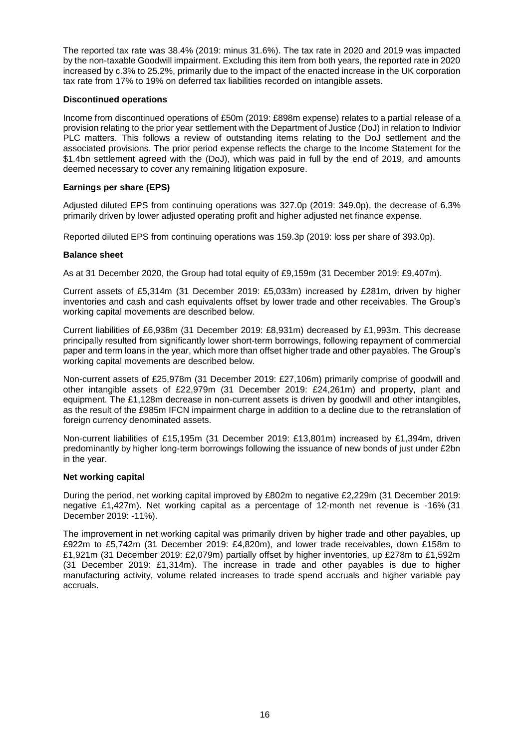The reported tax rate was 38.4% (2019: minus 31.6%). The tax rate in 2020 and 2019 was impacted by the non-taxable Goodwill impairment. Excluding this item from both years, the reported rate in 2020 increased by c.3% to 25.2%, primarily due to the impact of the enacted increase in the UK corporation tax rate from 17% to 19% on deferred tax liabilities recorded on intangible assets.

**Discontinued operations**

Income from discontinued operations of £50m (2019: £898m expense) relates to a partial release of a provision relating to the prior year settlement with the Department of Justice (DoJ) in relation to Indivior PLC matters. This follows a review of outstanding items relating to the DoJ settlement and the associated provisions. The prior period expense reflects the charge to the Income Statement for the $1.4bn settlement agreed with the (DoJ), which was paid in full by the end of 2019, and amounts deemed necessary to cover any remaining litigation exposure.

**Earnings per share (EPS)**

Adjusted diluted EPS from continuing operations was 327.0p (2019: 349.0p), the decrease of 6.3% primarily driven by lower adjusted operating profit and higher adjusted net finance expense.

Reported diluted EPS from continuing operations was 159.3p (2019: loss per share of 393.0p).

**Balance sheet**

As at 31 December 2020, the Group had total equity of £9,159m (31 December 2019: £9,407m).

Current assets of £5,314m (31 December 2019: £5,033m) increased by £281m, driven by higher inventories and cash and cash equivalents offset by lower trade and other receivables. The Group's working capital movements are described below.

Current liabilities of £6,938m (31 December 2019: £8,931m) decreased by £1,993m. This decrease principally resulted from significantly lower short-term borrowings, following repayment of commercial paper and term loans in the year, which more than offset higher trade and other payables. The Group's working capital movements are described below.

Non-current assets of £25,978m (31 December 2019: £27,106m) primarily comprise of goodwill and other intangible assets of £22,979m (31 December 2019: £24,261m) and property, plant and equipment. The £1,128m decrease in non-current assets is driven by goodwill and other intangibles, as the result of the £985m IFCN impairment charge in addition to a decline due to the retranslation of foreign currency denominated assets.

Non-current liabilities of £15,195m (31 December 2019: £13,801m) increased by £1,394m, driven predominantly by higher long-term borrowings following the issuance of new bonds of just under £2bn in the year.

**Net working capital**

During the period, net working capital improved by £802m to negative £2,229m (31 December 2019: negative £1,427m). Net working capital as a percentage of 12-month net revenue is -16% (31 December 2019: -11%).

The improvement in net working capital was primarily driven by higher trade and other payables, up £922m to £5,742m (31 December 2019: £4,820m), and lower trade receivables, down £158m to £1,921m (31 December 2019: £2,079m) partially offset by higher inventories, up £278m to £1,592m (31 December 2019: £1,314m). The increase in trade and other payables is due to higher manufacturing activity, volume related increases to trade spend accruals and higher variable pay accruals.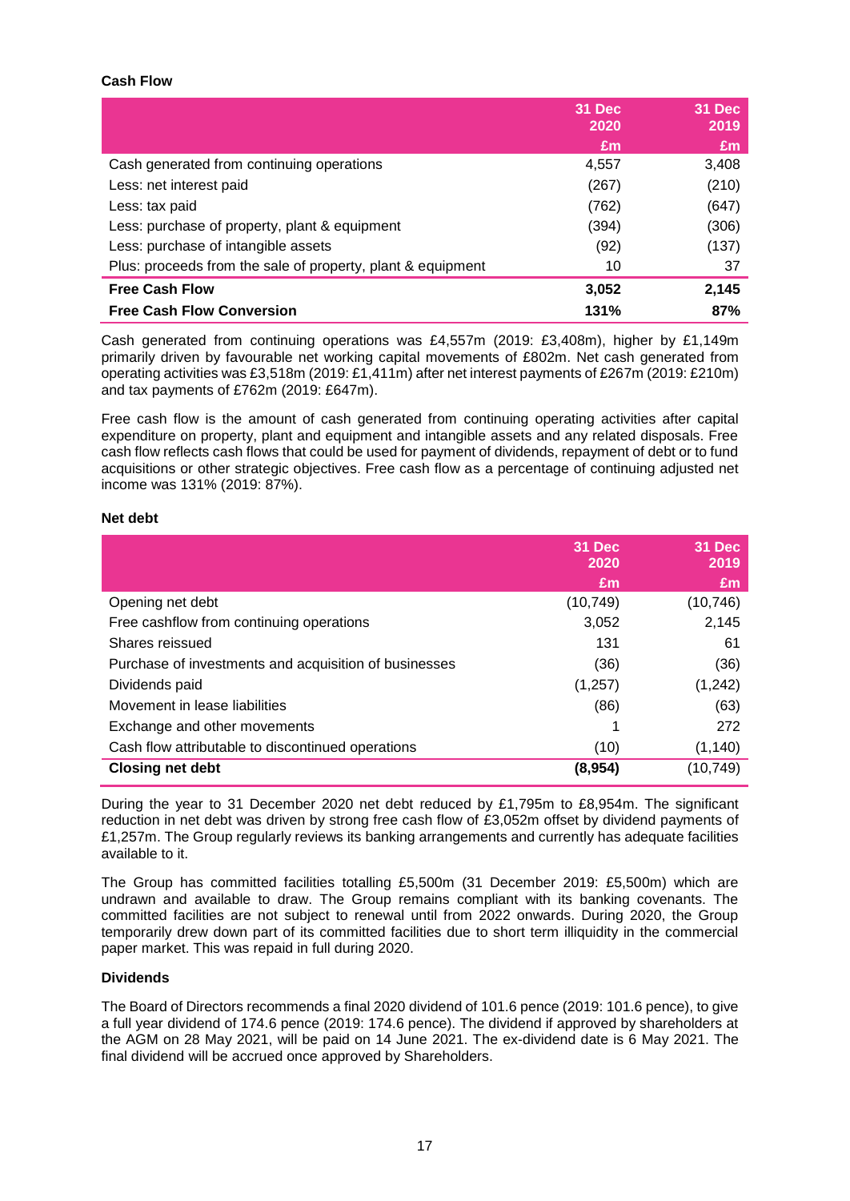**Cash Flow**

| | 31 Dec 2020 £m | 31 Dec 2019 £m |
|---|---|---|
| Cash generated from continuing operations | 4,557 | 3,408 |
| Less: net interest paid | (267) | (210) |
| Less: tax paid | (762) | (647) |
| Less: purchase of property, plant & equipment | (394) | (306) |
| Less: purchase of intangible assets | (92) | (137) |
| Plus: proceeds from the sale of property, plant & equipment | 10 | 37 |
| **Free Cash Flow** | **3,052** | **2,145** |
| **Free Cash Flow Conversion** | **131%** | **87%** |

Cash generated from continuing operations was £4,557m (2019: £3,408m), higher by £1,149m primarily driven by favourable net working capital movements of £802m. Net cash generated from operating activities was £3,518m (2019: £1,411m) after net interest payments of £267m (2019: £210m) and tax payments of £762m (2019: £647m).

Free cash flow is the amount of cash generated from continuing operating activities after capital expenditure on property, plant and equipment and intangible assets and any related disposals. Free cash flow reflects cash flows that could be used for payment of dividends, repayment of debt or to fund acquisitions or other strategic objectives. Free cash flow as a percentage of continuing adjusted net income was 131% (2019: 87%).

**Net debt**

| | 31 Dec 2020 £m | 31 Dec 2019 £m |
|---|---|---|
| Opening net debt | (10,749) | (10,746) |
| Free cashflow from continuing operations | 3,052 | 2,145 |
| Shares reissued | 131 | 61 |
| Purchase of investments and acquisition of businesses | (36) | (36) |
| Dividends paid | (1,257) | (1,242) |
| Movement in lease liabilities | (86) | (63) |
| Exchange and other movements | 1 | 272 |
| Cash flow attributable to discontinued operations | (10) | (1,140) |
| **Closing net debt** | **(8,954)** | (10,749) |

During the year to 31 December 2020 net debt reduced by £1,795m to £8,954m. The significant reduction in net debt was driven by strong free cash flow of £3,052m offset by dividend payments of £1,257m. The Group regularly reviews its banking arrangements and currently has adequate facilities available to it.

The Group has committed facilities totalling £5,500m (31 December 2019: £5,500m) which are undrawn and available to draw. The Group remains compliant with its banking covenants. The committed facilities are not subject to renewal until from 2022 onwards. During 2020, the Group temporarily drew down part of its committed facilities due to short term illiquidity in the commercial paper market. This was repaid in full during 2020.

**Dividends**

The Board of Directors recommends a final 2020 dividend of 101.6 pence (2019: 101.6 pence), to give a full year dividend of 174.6 pence (2019: 174.6 pence). The dividend if approved by shareholders at the AGM on 28 May 2021, will be paid on 14 June 2021. The ex-dividend date is 6 May 2021. The final dividend will be accrued once approved by Shareholders.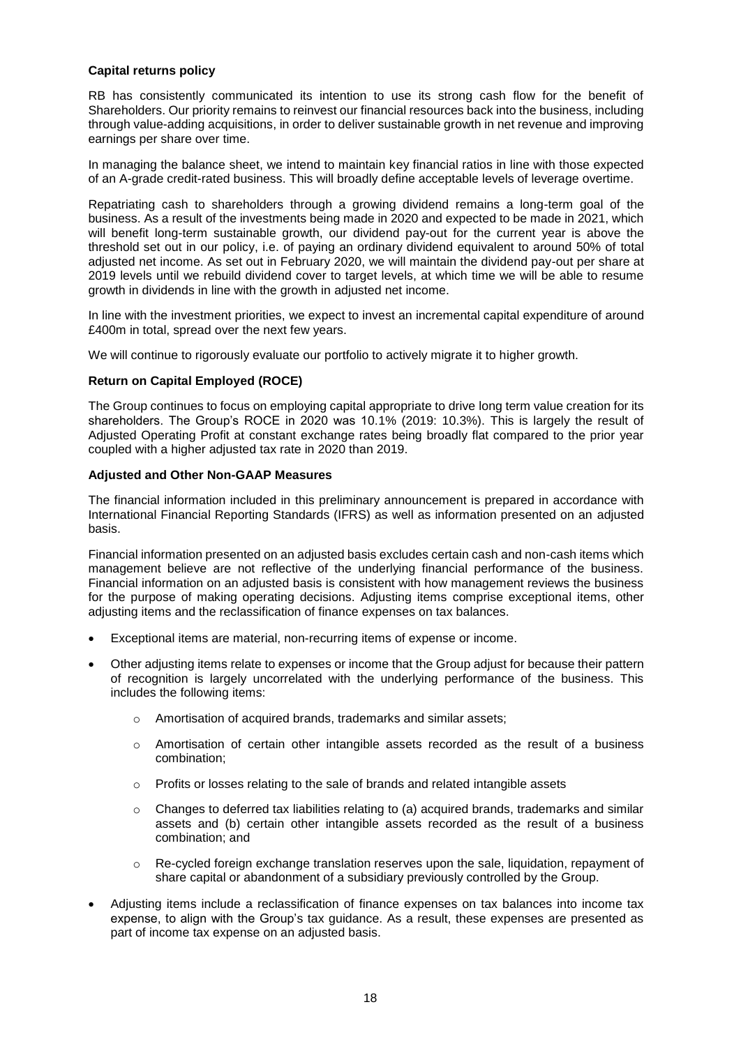**Capital returns policy**

RB has consistently communicated its intention to use its strong cash flow for the benefit of Shareholders. Our priority remains to reinvest our financial resources back into the business, including through value-adding acquisitions, in order to deliver sustainable growth in net revenue and improving earnings per share over time.

In managing the balance sheet, we intend to maintain key financial ratios in line with those expected of an A-grade credit-rated business. This will broadly define acceptable levels of leverage overtime.

Repatriating cash to shareholders through a growing dividend remains a long-term goal of the business. As a result of the investments being made in 2020 and expected to be made in 2021, which will benefit long-term sustainable growth, our dividend pay-out for the current year is above the threshold set out in our policy, i.e. of paying an ordinary dividend equivalent to around 50% of total adjusted net income. As set out in February 2020, we will maintain the dividend pay-out per share at 2019 levels until we rebuild dividend cover to target levels, at which time we will be able to resume growth in dividends in line with the growth in adjusted net income.

In line with the investment priorities, we expect to invest an incremental capital expenditure of around £400m in total, spread over the next few years.

We will continue to rigorously evaluate our portfolio to actively migrate it to higher growth.

**Return on Capital Employed (ROCE)**

The Group continues to focus on employing capital appropriate to drive long term value creation for its shareholders. The Group's ROCE in 2020 was 10.1% (2019: 10.3%). This is largely the result of Adjusted Operating Profit at constant exchange rates being broadly flat compared to the prior year coupled with a higher adjusted tax rate in 2020 than 2019.

**Adjusted and Other Non-GAAP Measures**

The financial information included in this preliminary announcement is prepared in accordance with International Financial Reporting Standards (IFRS) as well as information presented on an adjusted basis.

Financial information presented on an adjusted basis excludes certain cash and non-cash items which management believe are not reflective of the underlying financial performance of the business. Financial information on an adjusted basis is consistent with how management reviews the business for the purpose of making operating decisions. Adjusting items comprise exceptional items, other adjusting items and the reclassification of finance expenses on tax balances.

- Exceptional items are material, non-recurring items of expense or income.
- Other adjusting items relate to expenses or income that the Group adjust for because their pattern of recognition is largely uncorrelated with the underlying performance of the business. This includes the following items:
    - Amortisation of acquired brands, trademarks and similar assets;
    - Amortisation of certain other intangible assets recorded as the result of a business combination;
    - Profits or losses relating to the sale of brands and related intangible assets
    - Changes to deferred tax liabilities relating to (a) acquired brands, trademarks and similar assets and (b) certain other intangible assets recorded as the result of a business combination; and
    - Re-cycled foreign exchange translation reserves upon the sale, liquidation, repayment of share capital or abandonment of a subsidiary previously controlled by the Group.
- Adjusting items include a reclassification of finance expenses on tax balances into income tax expense, to align with the Group's tax guidance. As a result, these expenses are presented as part of income tax expense on an adjusted basis.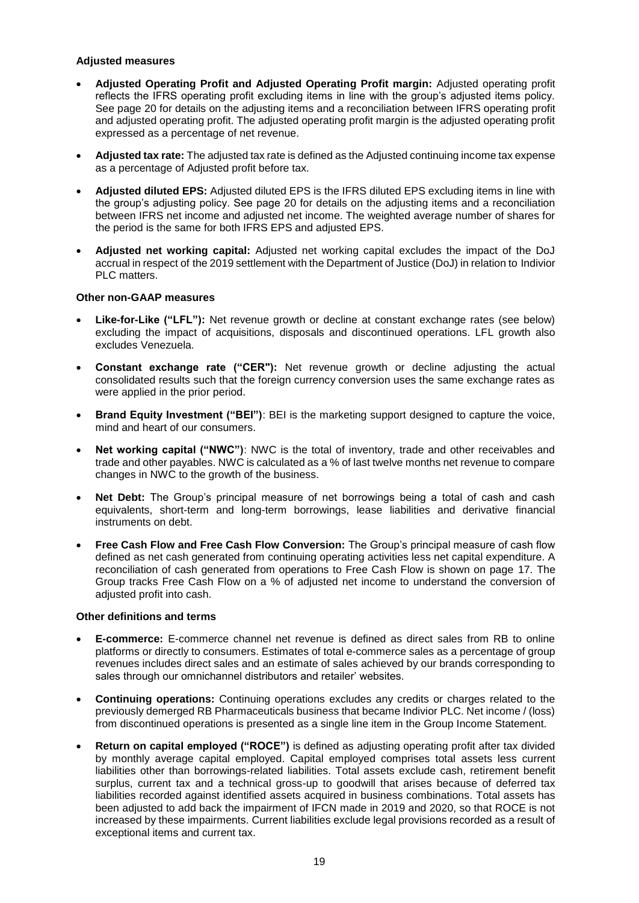### Adjusted measures

- **Adjusted Operating Profit and Adjusted Operating Profit margin:** Adjusted operating profit reflects the IFRS operating profit excluding items in line with the group's adjusted items policy. See page 20 for details on the adjusting items and a reconciliation between IFRS operating profit and adjusted operating profit. The adjusted operating profit margin is the adjusted operating profit expressed as a percentage of net revenue.
- **Adjusted tax rate:** The adjusted tax rate is defined as the Adjusted continuing income tax expense as a percentage of Adjusted profit before tax.
- **Adjusted diluted EPS:** Adjusted diluted EPS is the IFRS diluted EPS excluding items in line with the group's adjusting policy. See page 20 for details on the adjusting items and a reconciliation between IFRS net income and adjusted net income. The weighted average number of shares for the period is the same for both IFRS EPS and adjusted EPS.
- **Adjusted net working capital:** Adjusted net working capital excludes the impact of the DoJ accrual in respect of the 2019 settlement with the Department of Justice (DoJ) in relation to Indivior PLC matters.

### Other non-GAAP measures

- **Like-for-Like ("LFL"):** Net revenue growth or decline at constant exchange rates (see below) excluding the impact of acquisitions, disposals and discontinued operations. LFL growth also excludes Venezuela.
- **Constant exchange rate ("CER"):** Net revenue growth or decline adjusting the actual consolidated results such that the foreign currency conversion uses the same exchange rates as were applied in the prior period.
- **Brand Equity Investment ("BEI")**: BEI is the marketing support designed to capture the voice, mind and heart of our consumers.
- **Net working capital ("NWC")**: NWC is the total of inventory, trade and other receivables and trade and other payables. NWC is calculated as a % of last twelve months net revenue to compare changes in NWC to the growth of the business.
- **Net Debt:** The Group's principal measure of net borrowings being a total of cash and cash equivalents, short-term and long-term borrowings, lease liabilities and derivative financial instruments on debt.
- **Free Cash Flow and Free Cash Flow Conversion:** The Group's principal measure of cash flow defined as net cash generated from continuing operating activities less net capital expenditure. A reconciliation of cash generated from operations to Free Cash Flow is shown on page 17. The Group tracks Free Cash Flow on a % of adjusted net income to understand the conversion of adjusted profit into cash.

### Other definitions and terms

- **E-commerce:** E-commerce channel net revenue is defined as direct sales from RB to online platforms or directly to consumers. Estimates of total e-commerce sales as a percentage of group revenues includes direct sales and an estimate of sales achieved by our brands corresponding to sales through our omnichannel distributors and retailer' websites.
- **Continuing operations:** Continuing operations excludes any credits or charges related to the previously demerged RB Pharmaceuticals business that became Indivior PLC. Net income / (loss) from discontinued operations is presented as a single line item in the Group Income Statement.
- **Return on capital employed ("ROCE")** is defined as adjusting operating profit after tax divided by monthly average capital employed. Capital employed comprises total assets less current liabilities other than borrowings-related liabilities. Total assets exclude cash, retirement benefit surplus, current tax and a technical gross-up to goodwill that arises because of deferred tax liabilities recorded against identified assets acquired in business combinations. Total assets has been adjusted to add back the impairment of IFCN made in 2019 and 2020, so that ROCE is not increased by these impairments. Current liabilities exclude legal provisions recorded as a result of exceptional items and current tax.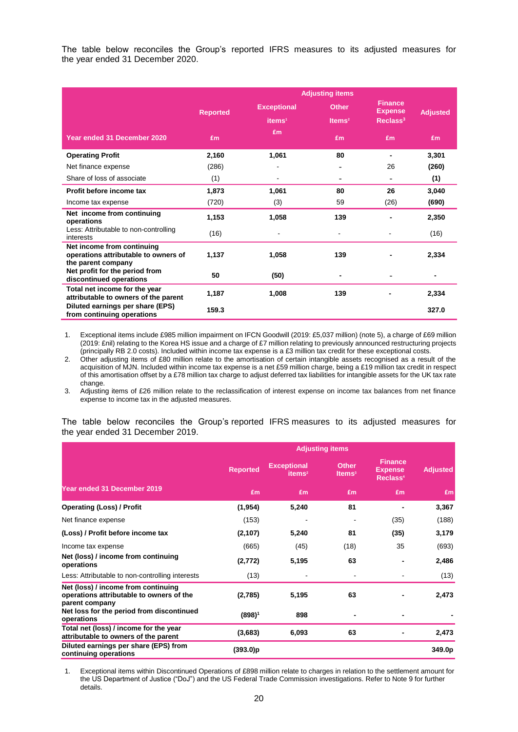The table below reconciles the Group's reported IFRS measures to its adjusted measures for the year ended 31 December 2020.

| Year ended 31 December 2020 | Reported | Adjusting items | | | Adjusted |
|---|---|---|---|---|---|
| | | Exceptional items[1] | Other Items[2] | Finance Expense Reclass[3] | |
| | £m | £m | £m | £m | £m |
| **Operating Profit** | **2,160** | **1,061** | **80** | **-** | **3,301** |
| Net finance expense | (286) | - | - | 26 | **(260)** |
| Share of loss of associate | (1) | - | - | - | **(1)** |
| **Profit before income tax** | **1,873** | **1,061** | **80** | **26** | **3,040** |
| Income tax expense | (720) | (3) | 59 | (26) | **(690)** |
| **Net income from continuing operations** | **1,153** | **1,058** | **139** | **-** | **2,350** |
| Less: Attributable to non-controlling interests | (16) | - | - | - | (16) |
| **Net income from continuing operations attributable to owners of the parent company** | **1,137** | **1,058** | **139** | **-** | **2,334** |
| **Net profit for the period from discontinued operations** | **50** | **(50)** | **-** | **-** | **-** |
| **Total net income for the year attributable to owners of the parent** | **1,187** | **1,008** | **139** | **-** | **2,334** |
| **Diluted earnings per share (EPS) from continuing operations** | **159.3** | | | | **327.0** |

1. Exceptional items include £985 million impairment on IFCN Goodwill (2019: £5,037 million) (note 5), a charge of £69 million (2019: £nil) relating to the Korea HS issue and a charge of £7 million relating to previously announced restructuring projects (principally RB 2.0 costs). Included within income tax expense is a £3 million tax credit for these exceptional costs.
2. Other adjusting items of £80 million relate to the amortisation of certain intangible assets recognised as a result of the acquisition of MJN. Included within income tax expense is a net £59 million charge, being a £19 million tax credit in respect of this amortisation offset by a £78 million tax charge to adjust deferred tax liabilities for intangible assets for the UK tax rate change.
3. Adjusting items of £26 million relate to the reclassification of interest expense on income tax balances from net finance expense to income tax in the adjusted measures.

The table below reconciles the Group's reported IFRS measures to its adjusted measures for the year ended 31 December 2019.

| Year ended 31 December 2019 | Reported | Adjusting items | | | Adjusted |
|---|---|---|---|---|---|
| | | Exceptional items[2] | Other Items[3] | Finance Expense Reclass[4] | |
| | £m | £m | £m | £m | £m |
| **Operating (Loss) / Profit** | **(1,954)** | **5,240** | **81** | **-** | **3,367** |
| Net finance expense | (153) | - | - | (35) | (188) |
| **(Loss) / Profit before income tax** | **(2,107)** | **5,240** | **81** | **(35)** | **3,179** |
| Income tax expense | (665) | (45) | (18) | 35 | (693) |
| **Net (loss) / income from continuing operations** | **(2,772)** | **5,195** | **63** | **-** | **2,486** |
| Less: Attributable to non-controlling interests | (13) | - | - | - | (13) |
| **Net (loss) / income from continuing operations attributable to owners of the parent company** | **(2,785)** | **5,195** | **63** | **-** | **2,473** |
| **Net loss for the period from discontinued operations** | **(898)[1]** | **898** | **-** | **-** | **-** |
| **Total net (loss) / income for the year attributable to owners of the parent** | **(3,683)** | **6,093** | **63** | **-** | **2,473** |
| **Diluted earnings per share (EPS) from continuing operations** | **(393.0)p** | | | | **349.0p** |

1. Exceptional items within Discontinued Operations of £898 million relate to charges in relation to the settlement amount for the US Department of Justice ("DoJ") and the US Federal Trade Commission investigations. Refer to Note 9 for further details.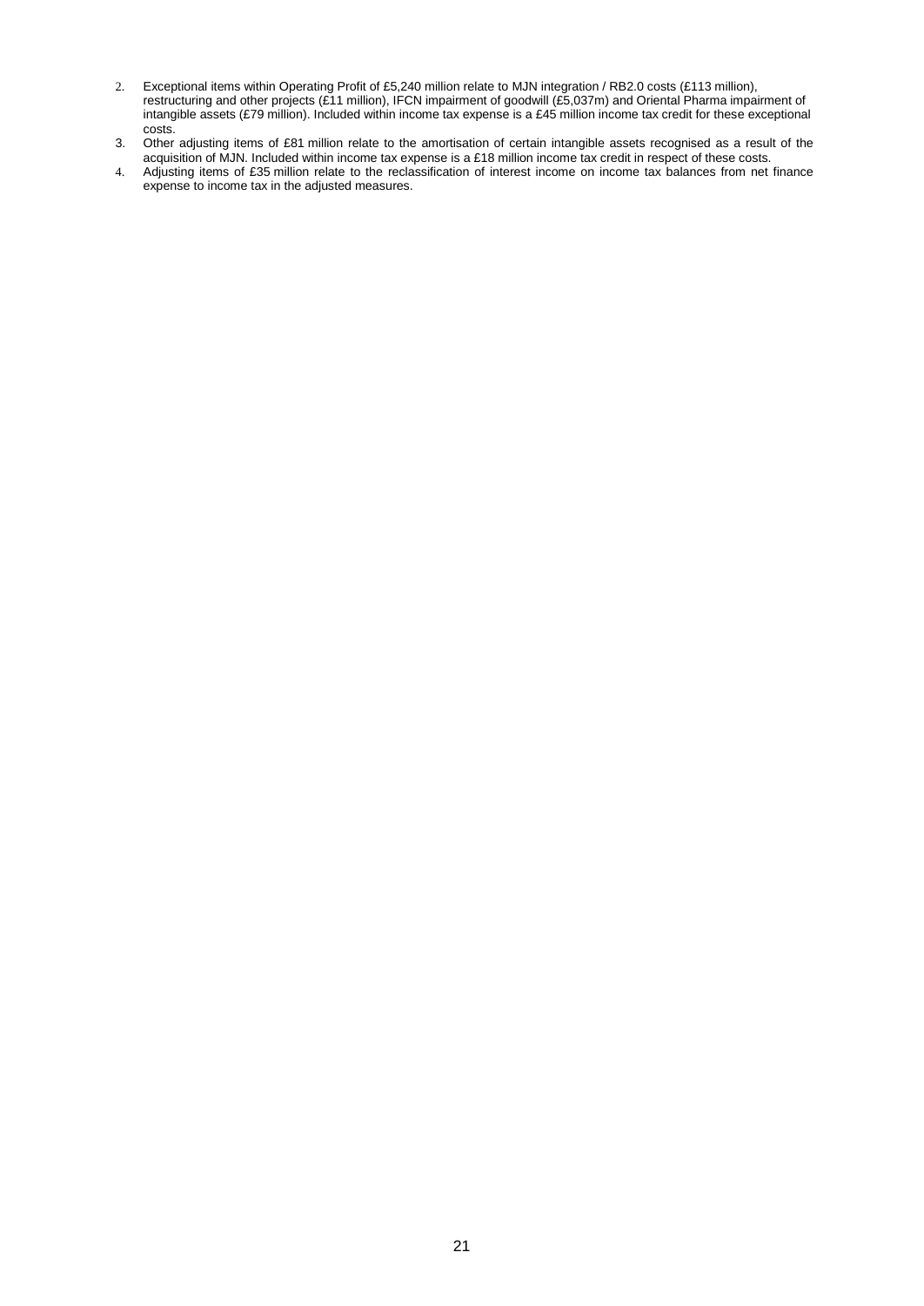2. Exceptional items within Operating Profit of £5,240 million relate to MJN integration / RB2.0 costs (£113 million), restructuring and other projects (£11 million), IFCN impairment of goodwill (£5,037m) and Oriental Pharma impairment of intangible assets (£79 million). Included within income tax expense is a £45 million income tax credit for these exceptional costs.
3. Other adjusting items of £81 million relate to the amortisation of certain intangible assets recognised as a result of the acquisition of MJN. Included within income tax expense is a £18 million income tax credit in respect of these costs.
4. Adjusting items of £35 million relate to the reclassification of interest income on income tax balances from net finance expense to income tax in the adjusted measures.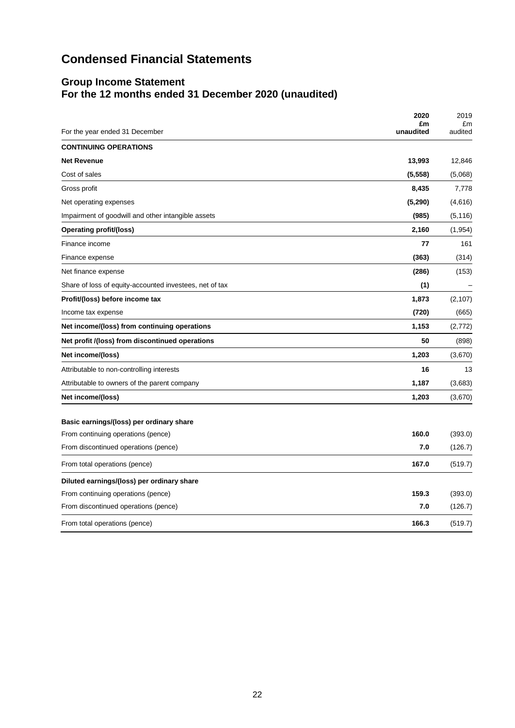# Condensed Financial Statements

## Group Income Statement
## For the 12 months ended 31 December 2020 (unaudited)

| For the year ended 31 December | **2020 £m unaudited** | 2019 £m audited |
|---|---|---|
| **CONTINUING OPERATIONS** | | |
| **Net Revenue** | **13,993** | 12,846 |
| Cost of sales | **(5,558)** | (5,068) |
| Gross profit | **8,435** | 7,778 |
| Net operating expenses | **(5,290)** | (4,616) |
| Impairment of goodwill and other intangible assets | **(985)** | (5,116) |
| **Operating profit/(loss)** | **2,160** | (1,954) |
| Finance income | **77** | 161 |
| Finance expense | **(363)** | (314) |
| Net finance expense | **(286)** | (153) |
| Share of loss of equity-accounted investees, net of tax | **(1)** | – |
| **Profit/(loss) before income tax** | **1,873** | (2,107) |
| Income tax expense | **(720)** | (665) |
| **Net income/(loss) from continuing operations** | **1,153** | (2,772) |
| **Net profit /(loss) from discontinued operations** | **50** | (898) |
| **Net income/(loss)** | **1,203** | (3,670) |
| Attributable to non-controlling interests | **16** | 13 |
| Attributable to owners of the parent company | **1,187** | (3,683) |
| **Net income/(loss)** | **1,203** | (3,670) |
| | | |
| **Basic earnings/(loss) per ordinary share** | | |
| From continuing operations (pence) | **160.0** | (393.0) |
| From discontinued operations (pence) | **7.0** | (126.7) |
| From total operations (pence) | **167.0** | (519.7) |
| **Diluted earnings/(loss) per ordinary share** | | |
| From continuing operations (pence) | **159.3** | (393.0) |
| From discontinued operations (pence) | **7.0** | (126.7) |
| From total operations (pence) | **166.3** | (519.7) |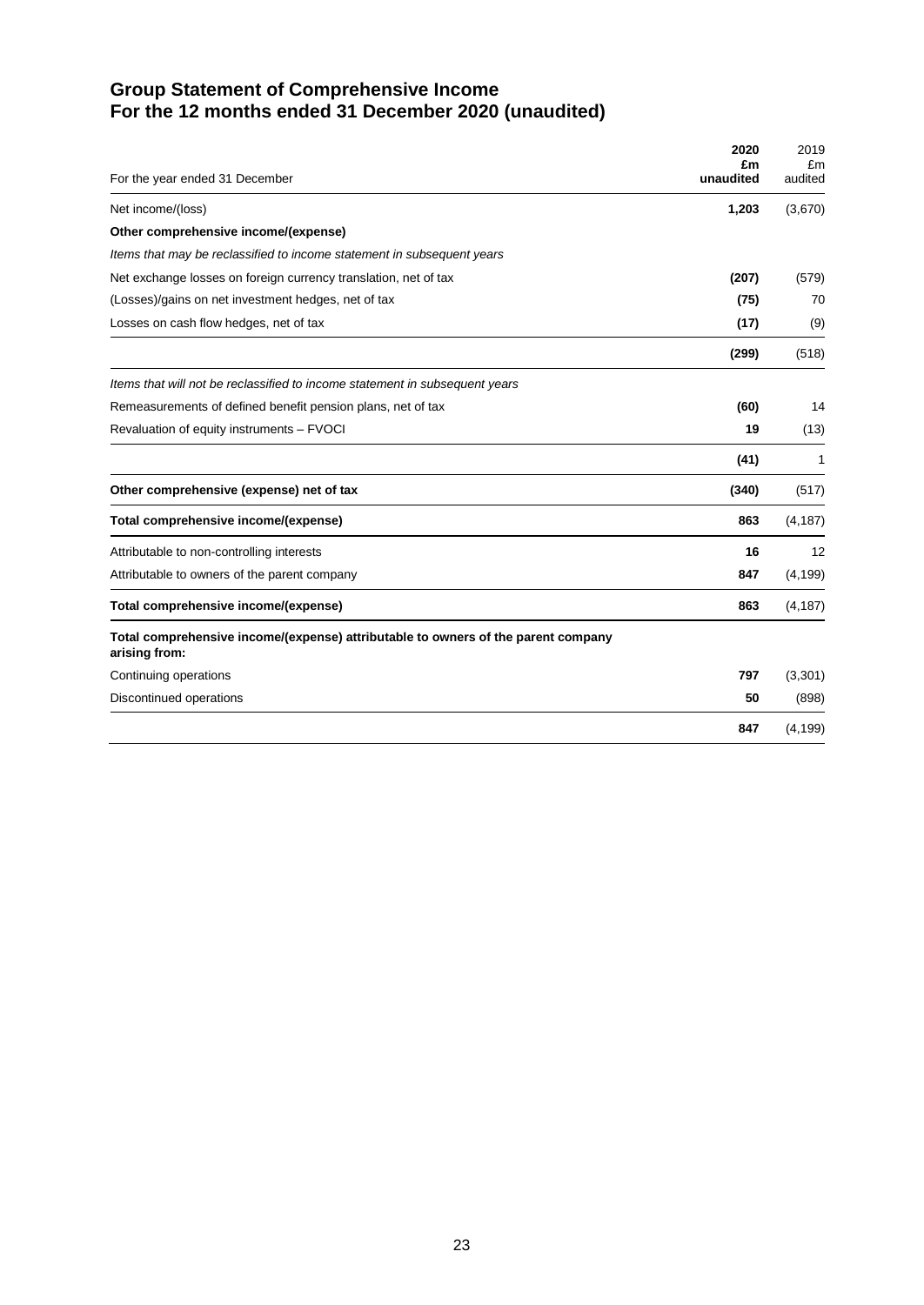# Group Statement of Comprehensive Income
# For the 12 months ended 31 December 2020 (unaudited)

| For the year ended 31 December | **2020 £m unaudited** | 2019 £m audited |
|---|---|---|
| Net income/(loss) | **1,203** | (3,670) |
| **Other comprehensive income/(expense)** | | |
| *Items that may be reclassified to income statement in subsequent years* | | |
| Net exchange losses on foreign currency translation, net of tax | **(207)** | (579) |
| (Losses)/gains on net investment hedges, net of tax | **(75)** | 70 |
| Losses on cash flow hedges, net of tax | **(17)** | (9) |
| | **(299)** | (518) |
| *Items that will not be reclassified to income statement in subsequent years* | | |
| Remeasurements of defined benefit pension plans, net of tax | **(60)** | 14 |
| Revaluation of equity instruments – FVOCI | **19** | (13) |
| | **(41)** | 1 |
| **Other comprehensive (expense) net of tax** | **(340)** | (517) |
| **Total comprehensive income/(expense)** | **863** | (4,187) |
| Attributable to non-controlling interests | **16** | 12 |
| Attributable to owners of the parent company | **847** | (4,199) |
| **Total comprehensive income/(expense)** | **863** | (4,187) |
| **Total comprehensive income/(expense) attributable to owners of the parent company arising from:** | | |
| Continuing operations | **797** | (3,301) |
| Discontinued operations | **50** | (898) |
| | **847** | (4,199) |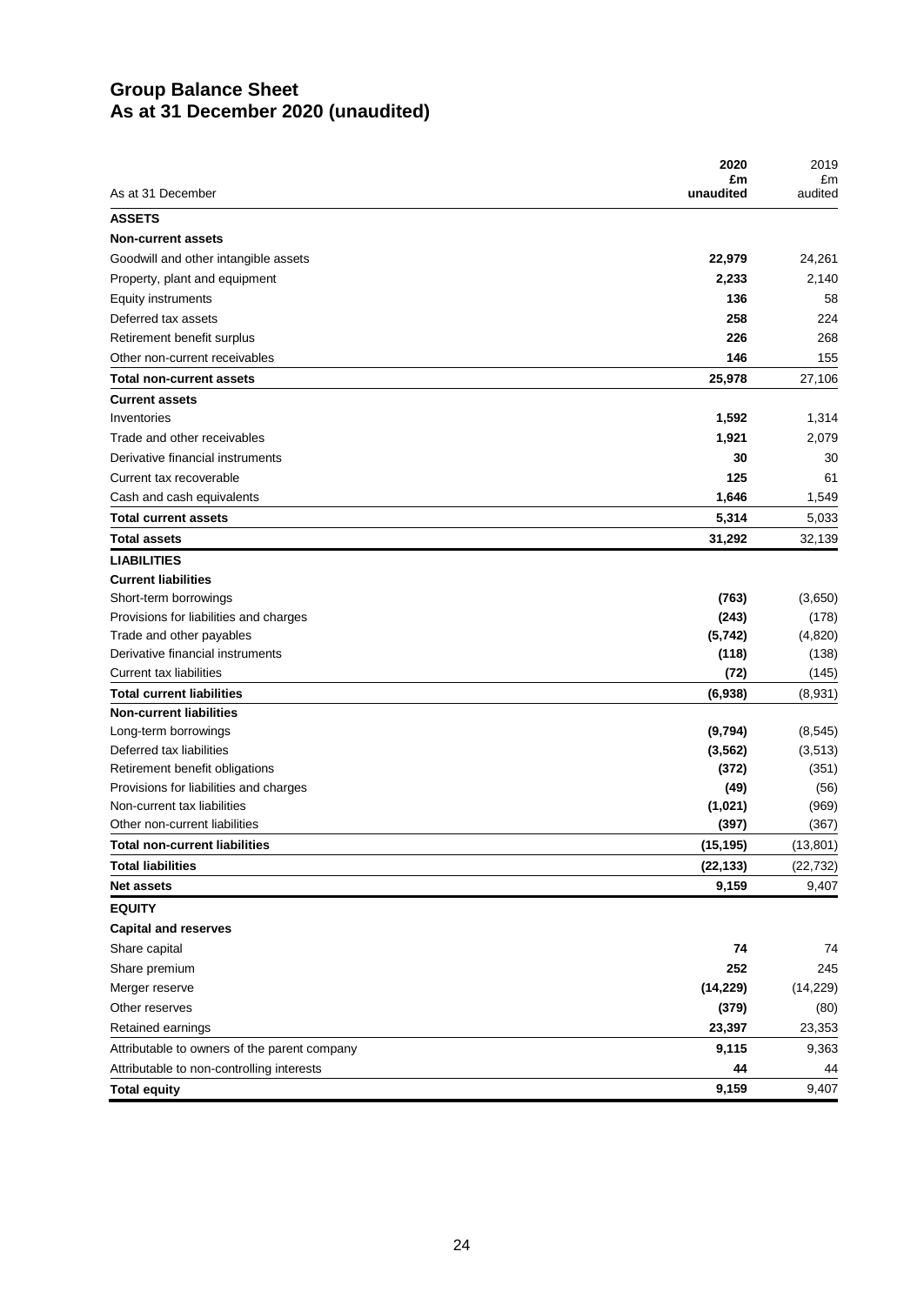# Group Balance Sheet
# As at 31 December 2020 (unaudited)

| As at 31 December | 2020<br>£m<br>unaudited | 2019<br>£m<br>audited |
|---|---|---|
| **ASSETS** | | |
| **Non-current assets** | | |
| Goodwill and other intangible assets | **22,979** | 24,261 |
| Property, plant and equipment | **2,233** | 2,140 |
| Equity instruments | **136** | 58 |
| Deferred tax assets | **258** | 224 |
| Retirement benefit surplus | **226** | 268 |
| Other non-current receivables | **146** | 155 |
| **Total non-current assets** | **25,978** | 27,106 |
| **Current assets** | | |
| Inventories | **1,592** | 1,314 |
| Trade and other receivables | **1,921** | 2,079 |
| Derivative financial instruments | **30** | 30 |
| Current tax recoverable | **125** | 61 |
| Cash and cash equivalents | **1,646** | 1,549 |
| **Total current assets** | **5,314** | 5,033 |
| **Total assets** | **31,292** | 32,139 |
| **LIABILITIES** | | |
| **Current liabilities** | | |
| Short-term borrowings | **(763)** | (3,650) |
| Provisions for liabilities and charges | **(243)** | (178) |
| Trade and other payables | **(5,742)** | (4,820) |
| Derivative financial instruments | **(118)** | (138) |
| Current tax liabilities | **(72)** | (145) |
| **Total current liabilities** | **(6,938)** | (8,931) |
| **Non-current liabilities** | | |
| Long-term borrowings | **(9,794)** | (8,545) |
| Deferred tax liabilities | **(3,562)** | (3,513) |
| Retirement benefit obligations | **(372)** | (351) |
| Provisions for liabilities and charges | **(49)** | (56) |
| Non-current tax liabilities | **(1,021)** | (969) |
| Other non-current liabilities | **(397)** | (367) |
| **Total non-current liabilities** | **(15,195)** | (13,801) |
| **Total liabilities** | **(22,133)** | (22,732) |
| **Net assets** | **9,159** | 9,407 |
| **EQUITY** | | |
| **Capital and reserves** | | |
| Share capital | **74** | 74 |
| Share premium | **252** | 245 |
| Merger reserve | **(14,229)** | (14,229) |
| Other reserves | **(379)** | (80) |
| Retained earnings | **23,397** | 23,353 |
| Attributable to owners of the parent company | **9,115** | 9,363 |
| Attributable to non-controlling interests | **44** | 44 |
| **Total equity** | **9,159** | 9,407 |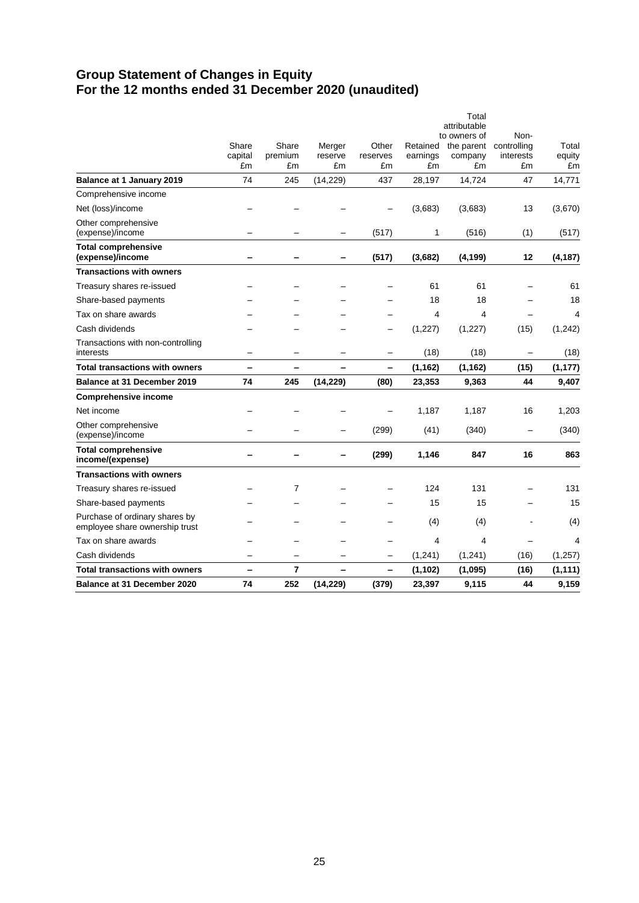# Group Statement of Changes in Equity
# For the 12 months ended 31 December 2020 (unaudited)

| | Share capital £m | Share premium £m | Merger reserve £m | Other reserves £m | Retained earnings £m | Total attributable to owners of the parent company £m | Non-controlling interests £m | Total equity £m |
|---|---|---|---|---|---|---|---|---|
| **Balance at 1 January 2019** | 74 | 245 | (14,229) | 437 | 28,197 | 14,724 | 47 | 14,771 |
| Comprehensive income | | | | | | | | |
| Net (loss)/income | – | – | – | – | (3,683) | (3,683) | 13 | (3,670) |
| Other comprehensive (expense)/income | – | – | – | (517) | 1 | (516) | (1) | (517) |
| **Total comprehensive (expense)/income** | **–** | **–** | **–** | **(517)** | **(3,682)** | **(4,199)** | **12** | **(4,187)** |
| **Transactions with owners** | | | | | | | | |
| Treasury shares re-issued | – | – | – | – | 61 | 61 | – | 61 |
| Share-based payments | – | – | – | – | 18 | 18 | – | 18 |
| Tax on share awards | – | – | – | – | 4 | 4 | – | 4 |
| Cash dividends | – | – | – | – | (1,227) | (1,227) | (15) | (1,242) |
| Transactions with non-controlling interests | – | – | – | – | (18) | (18) | – | (18) |
| **Total transactions with owners** | **–** | **–** | **–** | **–** | **(1,162)** | **(1,162)** | **(15)** | **(1,177)** |
| **Balance at 31 December 2019** | **74** | **245** | **(14,229)** | **(80)** | **23,353** | **9,363** | **44** | **9,407** |
| **Comprehensive income** | | | | | | | | |
| Net income | – | – | – | – | 1,187 | 1,187 | 16 | 1,203 |
| Other comprehensive (expense)/income | – | – | – | (299) | (41) | (340) | – | (340) |
| **Total comprehensive income/(expense)** | **–** | **–** | **–** | **(299)** | **1,146** | **847** | **16** | **863** |
| **Transactions with owners** | | | | | | | | |
| Treasury shares re-issued | – | 7 | – | – | 124 | 131 | – | 131 |
| Share-based payments | – | – | – | – | 15 | 15 | – | 15 |
| Purchase of ordinary shares by employee share ownership trust | – | – | – | – | (4) | (4) | - | (4) |
| Tax on share awards | – | – | – | – | 4 | 4 | – | 4 |
| Cash dividends | – | – | – | – | (1,241) | (1,241) | (16) | (1,257) |
| **Total transactions with owners** | **–** | **7** | **–** | **–** | **(1,102)** | **(1,095)** | **(16)** | **(1,111)** |
| **Balance at 31 December 2020** | **74** | **252** | **(14,229)** | **(379)** | **23,397** | **9,115** | **44** | **9,159** |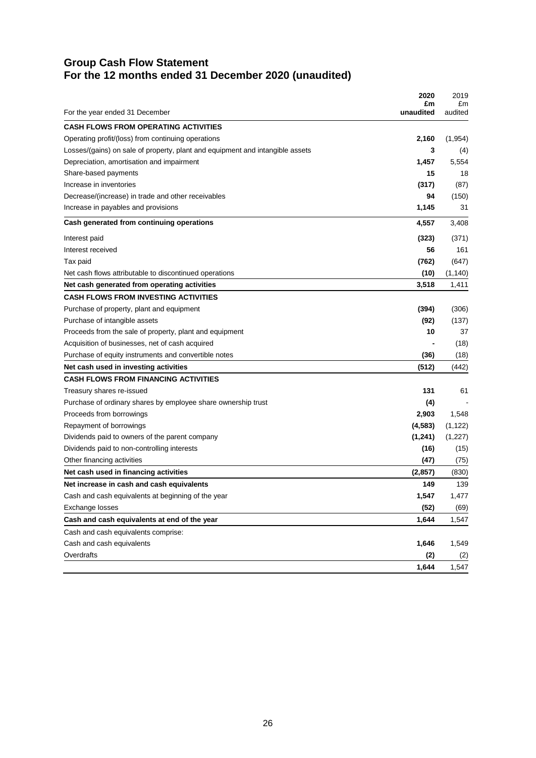# Group Cash Flow Statement
# For the 12 months ended 31 December 2020 (unaudited)

| For the year ended 31 December | **2020 £m unaudited** | 2019 £m audited |
|---|---|---|
| **CASH FLOWS FROM OPERATING ACTIVITIES** | | |
| Operating profit/(loss) from continuing operations | **2,160** | (1,954) |
| Losses/(gains) on sale of property, plant and equipment and intangible assets | **3** | (4) |
| Depreciation, amortisation and impairment | **1,457** | 5,554 |
| Share-based payments | **15** | 18 |
| Increase in inventories | **(317)** | (87) |
| Decrease/(increase) in trade and other receivables | **94** | (150) |
| Increase in payables and provisions | **1,145** | 31 |
| **Cash generated from continuing operations** | **4,557** | 3,408 |
| Interest paid | **(323)** | (371) |
| Interest received | **56** | 161 |
| Tax paid | **(762)** | (647) |
| Net cash flows attributable to discontinued operations | **(10)** | (1,140) |
| **Net cash generated from operating activities** | **3,518** | 1,411 |
| **CASH FLOWS FROM INVESTING ACTIVITIES** | | |
| Purchase of property, plant and equipment | **(394)** | (306) |
| Purchase of intangible assets | **(92)** | (137) |
| Proceeds from the sale of property, plant and equipment | **10** | 37 |
| Acquisition of businesses, net of cash acquired | **-** | (18) |
| Purchase of equity instruments and convertible notes | **(36)** | (18) |
| **Net cash used in investing activities** | **(512)** | (442) |
| **CASH FLOWS FROM FINANCING ACTIVITIES** | | |
| Treasury shares re-issued | **131** | 61 |
| Purchase of ordinary shares by employee share ownership trust | **(4)** | - |
| Proceeds from borrowings | **2,903** | 1,548 |
| Repayment of borrowings | **(4,583)** | (1,122) |
| Dividends paid to owners of the parent company | **(1,241)** | (1,227) |
| Dividends paid to non-controlling interests | **(16)** | (15) |
| Other financing activities | **(47)** | (75) |
| **Net cash used in financing activities** | **(2,857)** | (830) |
| **Net increase in cash and cash equivalents** | **149** | 139 |
| Cash and cash equivalents at beginning of the year | **1,547** | 1,477 |
| Exchange losses | **(52)** | (69) |
| **Cash and cash equivalents at end of the year** | **1,644** | 1,547 |
| Cash and cash equivalents comprise: | | |
| Cash and cash equivalents | **1,646** | 1,549 |
| Overdrafts | **(2)** | (2) |
| | **1,644** | 1,547 |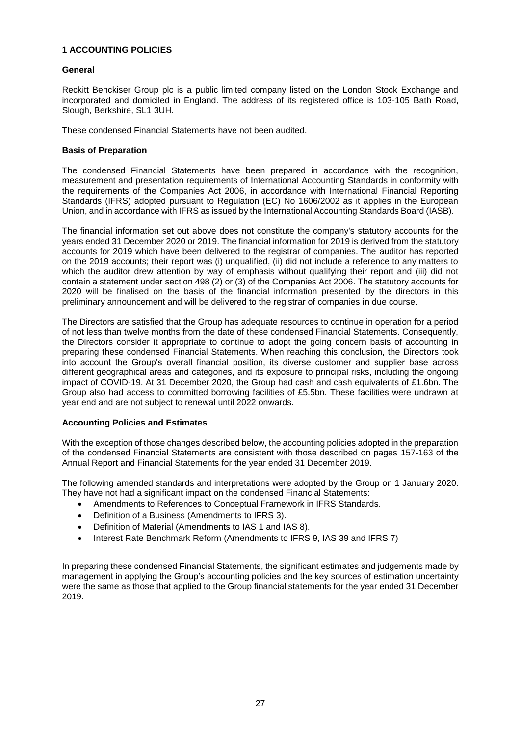# 1 ACCOUNTING POLICIES

## General

Reckitt Benckiser Group plc is a public limited company listed on the London Stock Exchange and incorporated and domiciled in England. The address of its registered office is 103-105 Bath Road, Slough, Berkshire, SL1 3UH.

These condensed Financial Statements have not been audited.

## Basis of Preparation

The condensed Financial Statements have been prepared in accordance with the recognition, measurement and presentation requirements of International Accounting Standards in conformity with the requirements of the Companies Act 2006, in accordance with International Financial Reporting Standards (IFRS) adopted pursuant to Regulation (EC) No 1606/2002 as it applies in the European Union, and in accordance with IFRS as issued by the International Accounting Standards Board (IASB).

The financial information set out above does not constitute the company's statutory accounts for the years ended 31 December 2020 or 2019. The financial information for 2019 is derived from the statutory accounts for 2019 which have been delivered to the registrar of companies. The auditor has reported on the 2019 accounts; their report was (i) unqualified, (ii) did not include a reference to any matters to which the auditor drew attention by way of emphasis without qualifying their report and (iii) did not contain a statement under section 498 (2) or (3) of the Companies Act 2006. The statutory accounts for 2020 will be finalised on the basis of the financial information presented by the directors in this preliminary announcement and will be delivered to the registrar of companies in due course.

The Directors are satisfied that the Group has adequate resources to continue in operation for a period of not less than twelve months from the date of these condensed Financial Statements. Consequently, the Directors consider it appropriate to continue to adopt the going concern basis of accounting in preparing these condensed Financial Statements. When reaching this conclusion, the Directors took into account the Group's overall financial position, its diverse customer and supplier base across different geographical areas and categories, and its exposure to principal risks, including the ongoing impact of COVID-19. At 31 December 2020, the Group had cash and cash equivalents of £1.6bn. The Group also had access to committed borrowing facilities of £5.5bn. These facilities were undrawn at year end and are not subject to renewal until 2022 onwards.

## Accounting Policies and Estimates

With the exception of those changes described below, the accounting policies adopted in the preparation of the condensed Financial Statements are consistent with those described on pages 157-163 of the Annual Report and Financial Statements for the year ended 31 December 2019.

The following amended standards and interpretations were adopted by the Group on 1 January 2020. They have not had a significant impact on the condensed Financial Statements:

- Amendments to References to Conceptual Framework in IFRS Standards.
- Definition of a Business (Amendments to IFRS 3).
- Definition of Material (Amendments to IAS 1 and IAS 8).
- Interest Rate Benchmark Reform (Amendments to IFRS 9, IAS 39 and IFRS 7)

In preparing these condensed Financial Statements, the significant estimates and judgements made by management in applying the Group's accounting policies and the key sources of estimation uncertainty were the same as those that applied to the Group financial statements for the year ended 31 December 2019.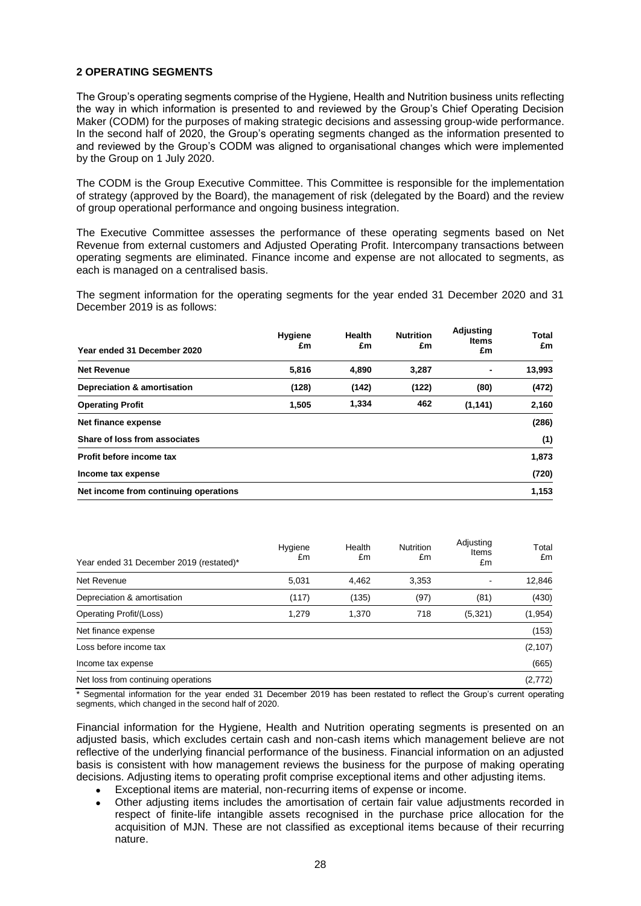## 2 OPERATING SEGMENTS

The Group's operating segments comprise of the Hygiene, Health and Nutrition business units reflecting the way in which information is presented to and reviewed by the Group's Chief Operating Decision Maker (CODM) for the purposes of making strategic decisions and assessing group-wide performance. In the second half of 2020, the Group's operating segments changed as the information presented to and reviewed by the Group's CODM was aligned to organisational changes which were implemented by the Group on 1 July 2020.

The CODM is the Group Executive Committee. This Committee is responsible for the implementation of strategy (approved by the Board), the management of risk (delegated by the Board) and the review of group operational performance and ongoing business integration.

The Executive Committee assesses the performance of these operating segments based on Net Revenue from external customers and Adjusted Operating Profit. Intercompany transactions between operating segments are eliminated. Finance income and expense are not allocated to segments, as each is managed on a centralised basis.

The segment information for the operating segments for the year ended 31 December 2020 and 31 December 2019 is as follows:

| Year ended 31 December 2020 | Hygiene £m | Health £m | Nutrition £m | Adjusting Items £m | Total £m |
|---|---|---|---|---|---|
| **Net Revenue** | **5,816** | **4,890** | **3,287** | **-** | **13,993** |
| **Depreciation & amortisation** | **(128)** | **(142)** | **(122)** | **(80)** | **(472)** |
| **Operating Profit** | **1,505** | **1,334** | **462** | **(1,141)** | **2,160** |
| **Net finance expense** | | | | | **(286)** |
| **Share of loss from associates** | | | | | **(1)** |
| **Profit before income tax** | | | | | **1,873** |
| **Income tax expense** | | | | | **(720)** |
| **Net income from continuing operations** | | | | | **1,153** |

| Year ended 31 December 2019 (restated)* | Hygiene £m | Health £m | Nutrition £m | Adjusting Items £m | Total £m |
|---|---|---|---|---|---|
| Net Revenue | 5,031 | 4,462 | 3,353 | - | 12,846 |
| Depreciation & amortisation | (117) | (135) | (97) | (81) | (430) |
| Operating Profit/(Loss) | 1,279 | 1,370 | 718 | (5,321) | (1,954) |
| Net finance expense | | | | | (153) |
| Loss before income tax | | | | | (2,107) |
| Income tax expense | | | | | (665) |
| Net loss from continuing operations | | | | | (2,772) |

\* Segmental information for the year ended 31 December 2019 has been restated to reflect the Group's current operating segments, which changed in the second half of 2020.

Financial information for the Hygiene, Health and Nutrition operating segments is presented on an adjusted basis, which excludes certain cash and non-cash items which management believe are not reflective of the underlying financial performance of the business. Financial information on an adjusted basis is consistent with how management reviews the business for the purpose of making operating decisions. Adjusting items to operating profit comprise exceptional items and other adjusting items.

- Exceptional items are material, non-recurring items of expense or income.
- Other adjusting items includes the amortisation of certain fair value adjustments recorded in respect of finite-life intangible assets recognised in the purchase price allocation for the acquisition of MJN. These are not classified as exceptional items because of their recurring nature.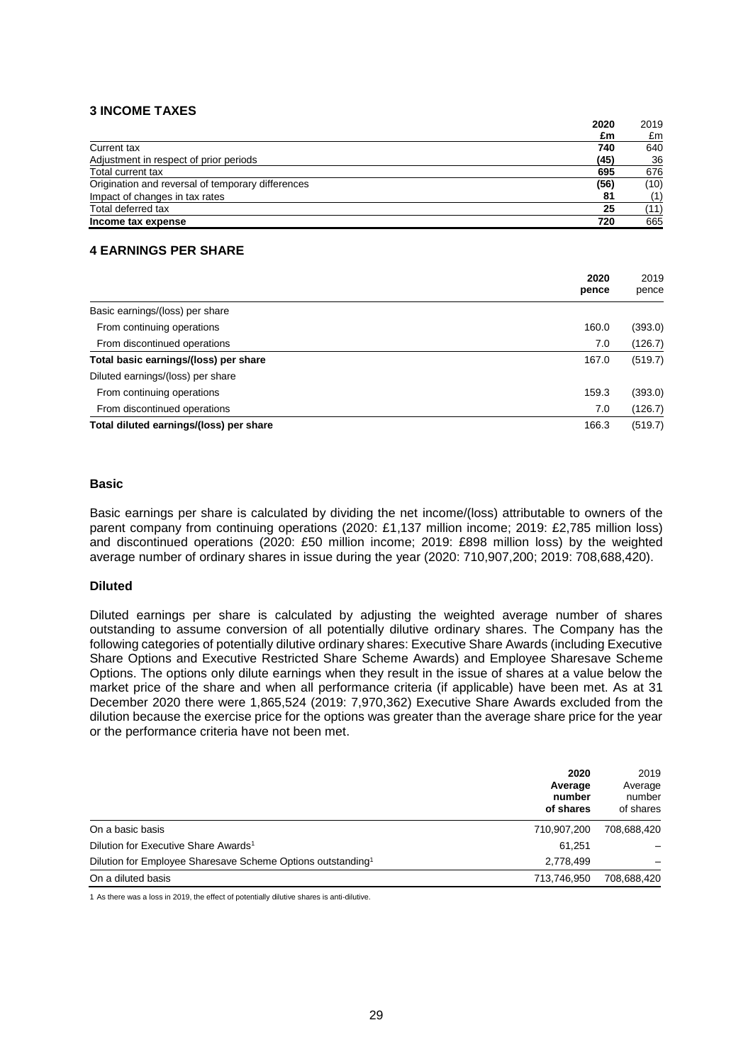## 3 INCOME TAXES

| | 2020 £m | 2019 £m |
|---|---|---|
| Current tax | 740 | 640 |
| Adjustment in respect of prior periods | (45) | 36 |
| Total current tax | 695 | 676 |
| Origination and reversal of temporary differences | (56) | (10) |
| Impact of changes in tax rates | 81 | (1) |
| Total deferred tax | 25 | (11) |
| **Income tax expense** | **720** | **665** |

## 4 EARNINGS PER SHARE

| | 2020 pence | 2019 pence |
|---|---|---|
| Basic earnings/(loss) per share | | |
| From continuing operations | 160.0 | (393.0) |
| From discontinued operations | 7.0 | (126.7) |
| **Total basic earnings/(loss) per share** | 167.0 | (519.7) |
| Diluted earnings/(loss) per share | | |
| From continuing operations | 159.3 | (393.0) |
| From discontinued operations | 7.0 | (126.7) |
| **Total diluted earnings/(loss) per share** | 166.3 | (519.7) |

### Basic

Basic earnings per share is calculated by dividing the net income/(loss) attributable to owners of the parent company from continuing operations (2020: £1,137 million income; 2019: £2,785 million loss) and discontinued operations (2020: £50 million income; 2019: £898 million loss) by the weighted average number of ordinary shares in issue during the year (2020: 710,907,200; 2019: 708,688,420).

### Diluted

Diluted earnings per share is calculated by adjusting the weighted average number of shares outstanding to assume conversion of all potentially dilutive ordinary shares. The Company has the following categories of potentially dilutive ordinary shares: Executive Share Awards (including Executive Share Options and Executive Restricted Share Scheme Awards) and Employee Sharesave Scheme Options. The options only dilute earnings when they result in the issue of shares at a value below the market price of the share and when all performance criteria (if applicable) have been met. As at 31 December 2020 there were 1,865,524 (2019: 7,970,362) Executive Share Awards excluded from the dilution because the exercise price for the options was greater than the average share price for the year or the performance criteria have not been met.

| | 2020 Average number of shares | 2019 Average number of shares |
|---|---|---|
| On a basic basis | 710,907,200 | 708,688,420 |
| Dilution for Executive Share Awards[1] | 61,251 | – |
| Dilution for Employee Sharesave Scheme Options outstanding[1] | 2,778,499 | – |
| On a diluted basis | 713,746,950 | 708,688,420 |

1 As there was a loss in 2019, the effect of potentially dilutive shares is anti-dilutive.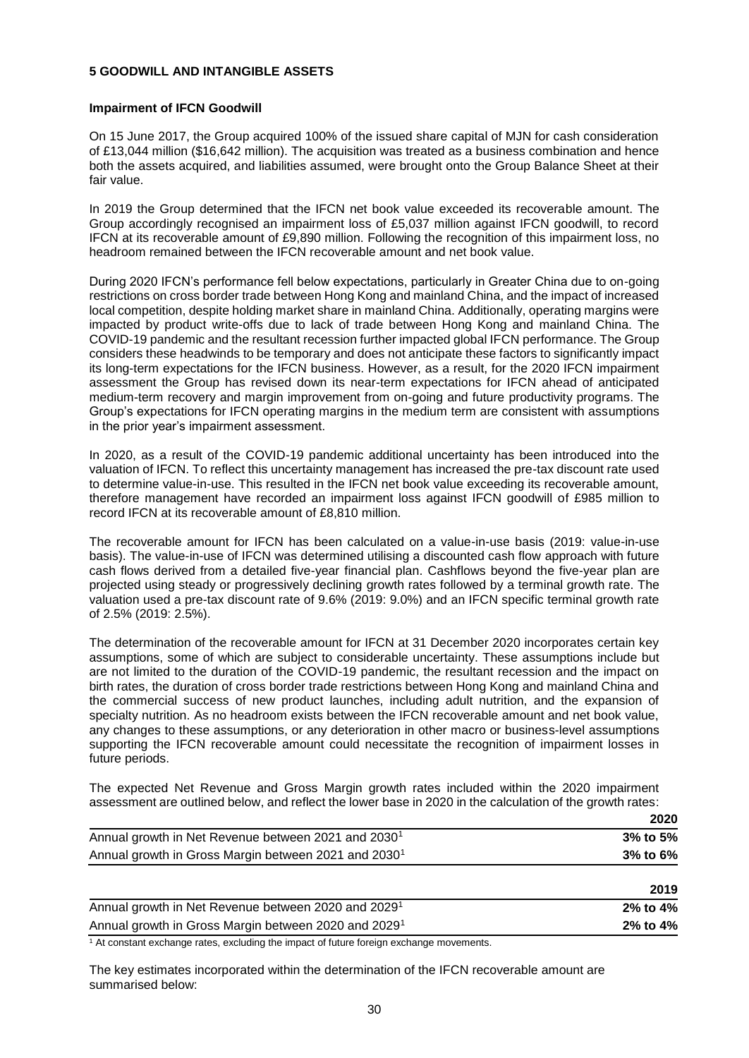## 5 GOODWILL AND INTANGIBLE ASSETS

### Impairment of IFCN Goodwill

On 15 June 2017, the Group acquired 100% of the issued share capital of MJN for cash consideration of £13,044 million ($16,642 million). The acquisition was treated as a business combination and hence both the assets acquired, and liabilities assumed, were brought onto the Group Balance Sheet at their fair value.

In 2019 the Group determined that the IFCN net book value exceeded its recoverable amount. The Group accordingly recognised an impairment loss of £5,037 million against IFCN goodwill, to record IFCN at its recoverable amount of £9,890 million. Following the recognition of this impairment loss, no headroom remained between the IFCN recoverable amount and net book value.

During 2020 IFCN's performance fell below expectations, particularly in Greater China due to on-going restrictions on cross border trade between Hong Kong and mainland China, and the impact of increased local competition, despite holding market share in mainland China. Additionally, operating margins were impacted by product write-offs due to lack of trade between Hong Kong and mainland China. The COVID-19 pandemic and the resultant recession further impacted global IFCN performance. The Group considers these headwinds to be temporary and does not anticipate these factors to significantly impact its long-term expectations for the IFCN business. However, as a result, for the 2020 IFCN impairment assessment the Group has revised down its near-term expectations for IFCN ahead of anticipated medium-term recovery and margin improvement from on-going and future productivity programs. The Group's expectations for IFCN operating margins in the medium term are consistent with assumptions in the prior year's impairment assessment.

In 2020, as a result of the COVID-19 pandemic additional uncertainty has been introduced into the valuation of IFCN. To reflect this uncertainty management has increased the pre-tax discount rate used to determine value-in-use. This resulted in the IFCN net book value exceeding its recoverable amount, therefore management have recorded an impairment loss against IFCN goodwill of £985 million to record IFCN at its recoverable amount of £8,810 million.

The recoverable amount for IFCN has been calculated on a value-in-use basis (2019: value-in-use basis). The value-in-use of IFCN was determined utilising a discounted cash flow approach with future cash flows derived from a detailed five-year financial plan. Cashflows beyond the five-year plan are projected using steady or progressively declining growth rates followed by a terminal growth rate. The valuation used a pre-tax discount rate of 9.6% (2019: 9.0%) and an IFCN specific terminal growth rate of 2.5% (2019: 2.5%).

The determination of the recoverable amount for IFCN at 31 December 2020 incorporates certain key assumptions, some of which are subject to considerable uncertainty. These assumptions include but are not limited to the duration of the COVID-19 pandemic, the resultant recession and the impact on birth rates, the duration of cross border trade restrictions between Hong Kong and mainland China and the commercial success of new product launches, including adult nutrition, and the expansion of specialty nutrition. As no headroom exists between the IFCN recoverable amount and net book value, any changes to these assumptions, or any deterioration in other macro or business-level assumptions supporting the IFCN recoverable amount could necessitate the recognition of impairment losses in future periods.

The expected Net Revenue and Gross Margin growth rates included within the 2020 impairment assessment are outlined below, and reflect the lower base in 2020 in the calculation of the growth rates:

| | 2020 |
|---|---|
| Annual growth in Net Revenue between 2021 and 2030[1] | 3% to 5% |
| Annual growth in Gross Margin between 2021 and 2030[1] | 3% to 6% |

| | 2019 |
|---|---|
| Annual growth in Net Revenue between 2020 and 2029[1] | 2% to 4% |
| Annual growth in Gross Margin between 2020 and 2029[1] | 2% to 4% |

[1] At constant exchange rates, excluding the impact of future foreign exchange movements.

The key estimates incorporated within the determination of the IFCN recoverable amount are summarised below: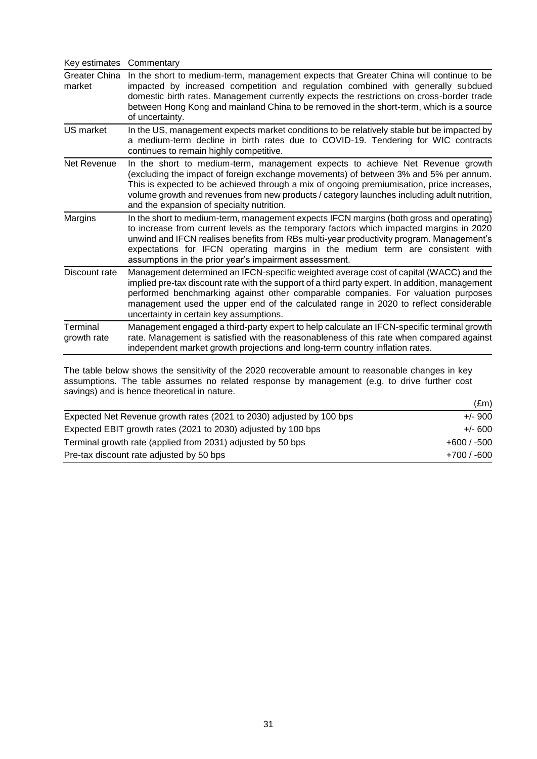| Key estimates | Commentary |
| --- | --- |
| Greater China market | In the short to medium-term, management expects that Greater China will continue to be impacted by increased competition and regulation combined with generally subdued domestic birth rates. Management currently expects the restrictions on cross-border trade between Hong Kong and mainland China to be removed in the short-term, which is a source of uncertainty. |
| US market | In the US, management expects market conditions to be relatively stable but be impacted by a medium-term decline in birth rates due to COVID-19. Tendering for WIC contracts continues to remain highly competitive. |
| Net Revenue | In the short to medium-term, management expects to achieve Net Revenue growth (excluding the impact of foreign exchange movements) of between 3% and 5% per annum. This is expected to be achieved through a mix of ongoing premiumisation, price increases, volume growth and revenues from new products / category launches including adult nutrition, and the expansion of specialty nutrition. |
| Margins | In the short to medium-term, management expects IFCN margins (both gross and operating) to increase from current levels as the temporary factors which impacted margins in 2020 unwind and IFCN realises benefits from RBs multi-year productivity program. Management's expectations for IFCN operating margins in the medium term are consistent with assumptions in the prior year's impairment assessment. |
| Discount rate | Management determined an IFCN-specific weighted average cost of capital (WACC) and the implied pre-tax discount rate with the support of a third party expert. In addition, management performed benchmarking against other comparable companies. For valuation purposes management used the upper end of the calculated range in 2020 to reflect considerable uncertainty in certain key assumptions. |
| Terminal growth rate | Management engaged a third-party expert to help calculate an IFCN-specific terminal growth rate. Management is satisfied with the reasonableness of this rate when compared against independent market growth projections and long-term country inflation rates. |

The table below shows the sensitivity of the 2020 recoverable amount to reasonable changes in key assumptions. The table assumes no related response by management (e.g. to drive further cost savings) and is hence theoretical in nature.

| | (£m) |
| --- | --- |
| Expected Net Revenue growth rates (2021 to 2030) adjusted by 100 bps | +/- 900 |
| Expected EBIT growth rates (2021 to 2030) adjusted by 100 bps | +/- 600 |
| Terminal growth rate (applied from 2031) adjusted by 50 bps | +600 / -500 |
| Pre-tax discount rate adjusted by 50 bps | +700 / -600 |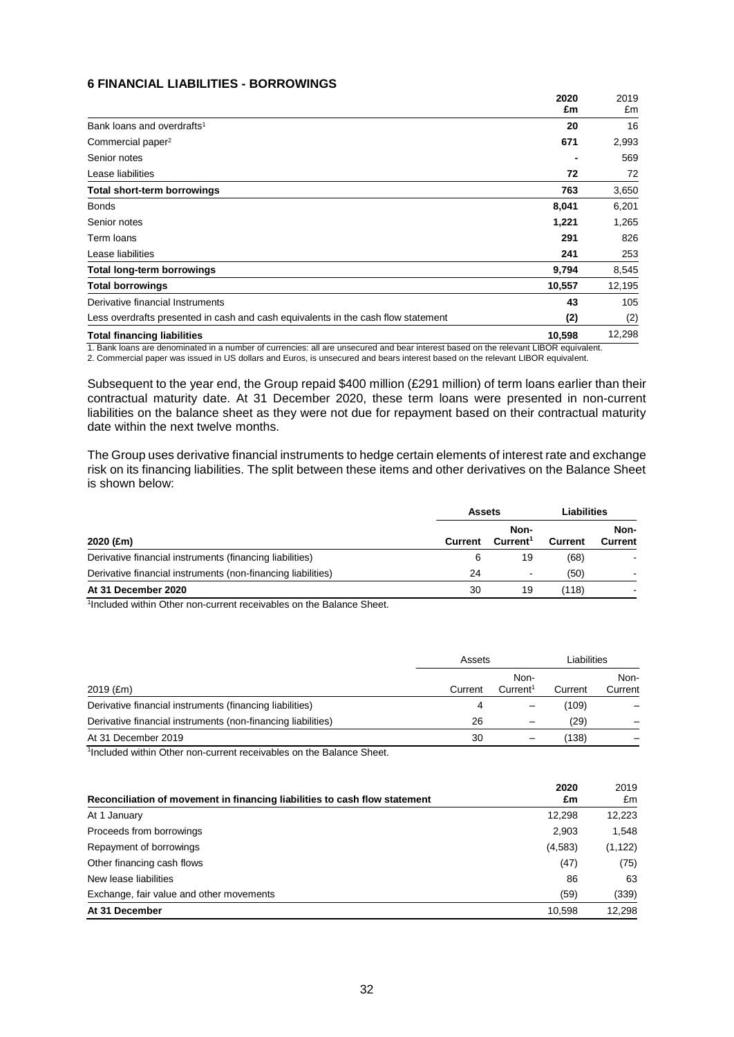## 6 FINANCIAL LIABILITIES - BORROWINGS

| | 2020 £m | 2019 £m |
|---|---|---|
| Bank loans and overdrafts[1] | **20** | 16 |
| Commercial paper[2] | **671** | 2,993 |
| Senior notes | **-** | 569 |
| Lease liabilities | **72** | 72 |
| **Total short-term borrowings** | **763** | 3,650 |
| Bonds | **8,041** | 6,201 |
| Senior notes | **1,221** | 1,265 |
| Term loans | **291** | 826 |
| Lease liabilities | **241** | 253 |
| **Total long-term borrowings** | **9,794** | 8,545 |
| **Total borrowings** | **10,557** | 12,195 |
| Derivative financial Instruments | **43** | 105 |
| Less overdrafts presented in cash and cash equivalents in the cash flow statement | **(2)** | (2) |
| **Total financing liabilities** | **10,598** | 12,298 |

1. Bank loans are denominated in a number of currencies: all are unsecured and bear interest based on the relevant LIBOR equivalent.
2. Commercial paper was issued in US dollars and Euros, is unsecured and bears interest based on the relevant LIBOR equivalent.

Subsequent to the year end, the Group repaid $400 million (£291 million) of term loans earlier than their contractual maturity date. At 31 December 2020, these term loans were presented in non-current liabilities on the balance sheet as they were not due for repayment based on their contractual maturity date within the next twelve months.

The Group uses derivative financial instruments to hedge certain elements of interest rate and exchange risk on its financing liabilities. The split between these items and other derivatives on the Balance Sheet is shown below:

| | **Assets** | | **Liabilities** | |
|---|---|---|---|---|
| **2020 (£m)** | **Current** | **Non-Current[1]** | **Current** | **Non-Current** |
| Derivative financial instruments (financing liabilities) | 6 | 19 | (68) | - |
| Derivative financial instruments (non-financing liabilities) | 24 | - | (50) | - |
| **At 31 December 2020** | 30 | 19 | (118) | - |

[1]Included within Other non-current receivables on the Balance Sheet.

| | Assets | | Liabilities | |
|---|---|---|---|---|
| 2019 (£m) | Current | Non-Current[1] | Current | Non-Current |
| Derivative financial instruments (financing liabilities) | 4 | – | (109) | – |
| Derivative financial instruments (non-financing liabilities) | 26 | – | (29) | – |
| At 31 December 2019 | 30 | – | (138) | – |

[1]Included within Other non-current receivables on the Balance Sheet.

| **Reconciliation of movement in financing liabilities to cash flow statement** | **2020 £m** | 2019 £m |
|---|---|---|
| At 1 January | 12,298 | 12,223 |
| Proceeds from borrowings | 2,903 | 1,548 |
| Repayment of borrowings | (4,583) | (1,122) |
| Other financing cash flows | (47) | (75) |
| New lease liabilities | 86 | 63 |
| Exchange, fair value and other movements | (59) | (339) |
| **At 31 December** | 10,598 | 12,298 |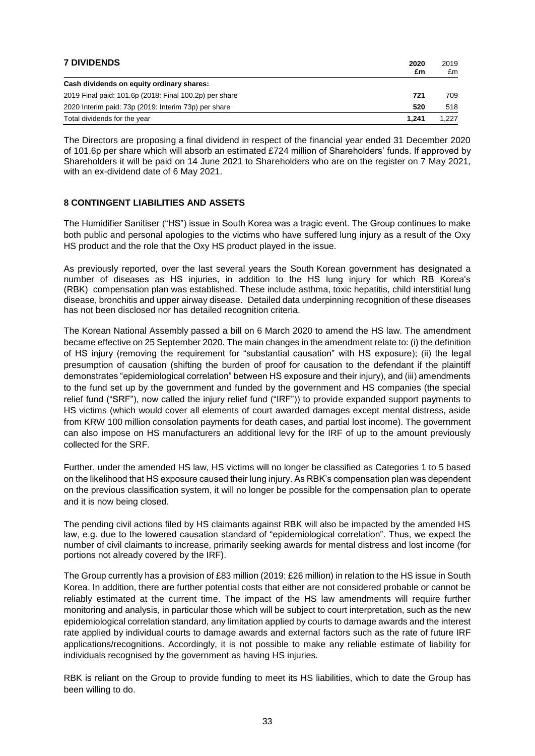## 7 DIVIDENDS

| | 2020 £m | 2019 £m |
|---|---|---|
| **Cash dividends on equity ordinary shares:** | | |
| 2019 Final paid: 101.6p (2018: Final 100.2p) per share | **721** | 709 |
| 2020 Interim paid: 73p (2019: Interim 73p) per share | **520** | 518 |
| Total dividends for the year | **1,241** | 1,227 |

The Directors are proposing a final dividend in respect of the financial year ended 31 December 2020 of 101.6p per share which will absorb an estimated £724 million of Shareholders' funds. If approved by Shareholders it will be paid on 14 June 2021 to Shareholders who are on the register on 7 May 2021, with an ex-dividend date of 6 May 2021.

## 8 CONTINGENT LIABILITIES AND ASSETS

The Humidifier Sanitiser ("HS") issue in South Korea was a tragic event. The Group continues to make both public and personal apologies to the victims who have suffered lung injury as a result of the Oxy HS product and the role that the Oxy HS product played in the issue.

As previously reported, over the last several years the South Korean government has designated a number of diseases as HS injuries, in addition to the HS lung injury for which RB Korea's (RBK) compensation plan was established. These include asthma, toxic hepatitis, child interstitial lung disease, bronchitis and upper airway disease. Detailed data underpinning recognition of these diseases has not been disclosed nor has detailed recognition criteria.

The Korean National Assembly passed a bill on 6 March 2020 to amend the HS law. The amendment became effective on 25 September 2020. The main changes in the amendment relate to: (i) the definition of HS injury (removing the requirement for "substantial causation" with HS exposure); (ii) the legal presumption of causation (shifting the burden of proof for causation to the defendant if the plaintiff demonstrates "epidemiological correlation" between HS exposure and their injury), and (iii) amendments to the fund set up by the government and funded by the government and HS companies (the special relief fund ("SRF"), now called the injury relief fund ("IRF")) to provide expanded support payments to HS victims (which would cover all elements of court awarded damages except mental distress, aside from KRW 100 million consolation payments for death cases, and partial lost income). The government can also impose on HS manufacturers an additional levy for the IRF of up to the amount previously collected for the SRF.

Further, under the amended HS law, HS victims will no longer be classified as Categories 1 to 5 based on the likelihood that HS exposure caused their lung injury. As RBK's compensation plan was dependent on the previous classification system, it will no longer be possible for the compensation plan to operate and it is now being closed.

The pending civil actions filed by HS claimants against RBK will also be impacted by the amended HS law, e.g. due to the lowered causation standard of "epidemiological correlation". Thus, we expect the number of civil claimants to increase, primarily seeking awards for mental distress and lost income (for portions not already covered by the IRF).

The Group currently has a provision of £83 million (2019: £26 million) in relation to the HS issue in South Korea. In addition, there are further potential costs that either are not considered probable or cannot be reliably estimated at the current time. The impact of the HS law amendments will require further monitoring and analysis, in particular those which will be subject to court interpretation, such as the new epidemiological correlation standard, any limitation applied by courts to damage awards and the interest rate applied by individual courts to damage awards and external factors such as the rate of future IRF applications/recognitions. Accordingly, it is not possible to make any reliable estimate of liability for individuals recognised by the government as having HS injuries.

RBK is reliant on the Group to provide funding to meet its HS liabilities, which to date the Group has been willing to do.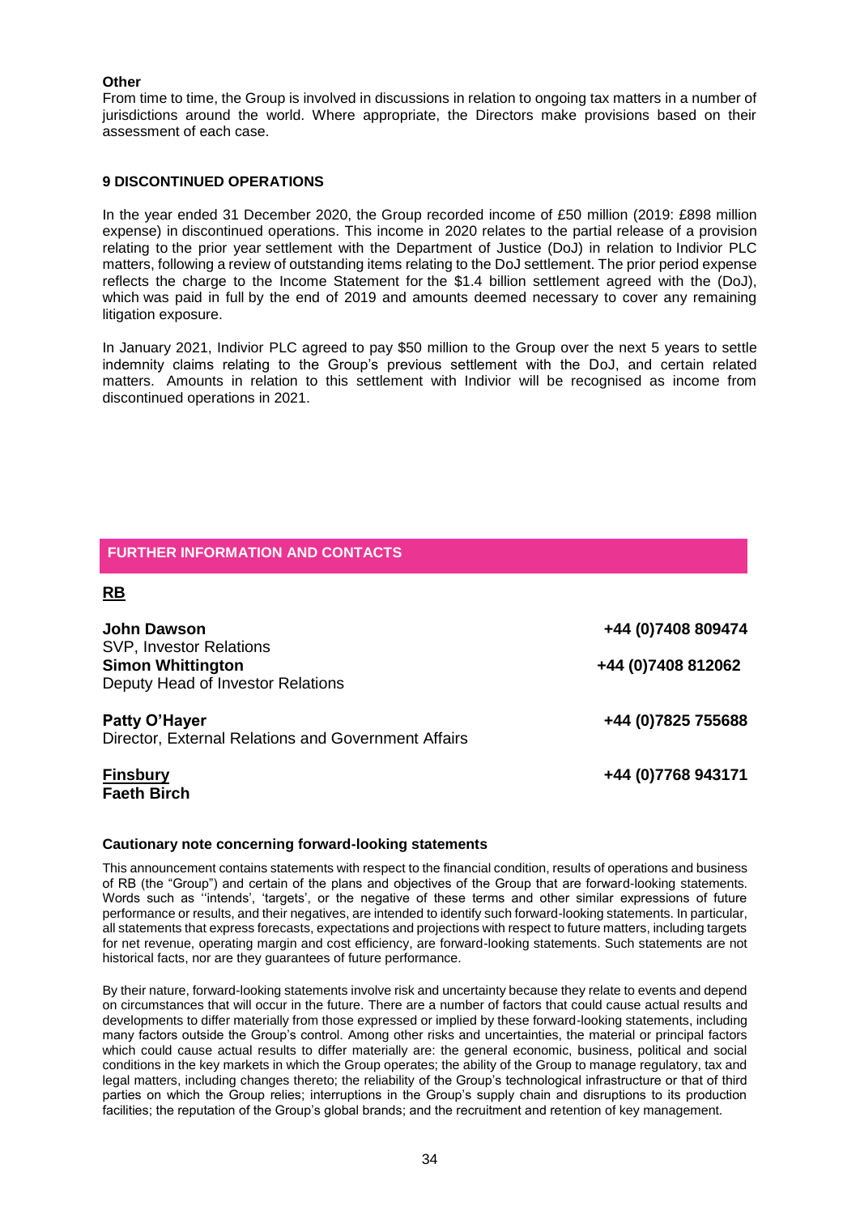**Other**

From time to time, the Group is involved in discussions in relation to ongoing tax matters in a number of jurisdictions around the world. Where appropriate, the Directors make provisions based on their assessment of each case.

**9 DISCONTINUED OPERATIONS**

In the year ended 31 December 2020, the Group recorded income of £50 million (2019: £898 million expense) in discontinued operations. This income in 2020 relates to the partial release of a provision relating to the prior year settlement with the Department of Justice (DoJ) in relation to Indivior PLC matters, following a review of outstanding items relating to the DoJ settlement. The prior period expense reflects the charge to the Income Statement for the $1.4 billion settlement agreed with the (DoJ), which was paid in full by the end of 2019 and amounts deemed necessary to cover any remaining litigation exposure.

In January 2021, Indivior PLC agreed to pay $50 million to the Group over the next 5 years to settle indemnity claims relating to the Group's previous settlement with the DoJ, and certain related matters. Amounts in relation to this settlement with Indivior will be recognised as income from discontinued operations in 2021.

## FURTHER INFORMATION AND CONTACTS

**RB**

**John Dawson** — **+44 (0)7408 809474**
SVP, Investor Relations

**Simon Whittington** — **+44 (0)7408 812062**
Deputy Head of Investor Relations

**Patty O'Hayer** — **+44 (0)7825 755688**
Director, External Relations and Government Affairs

**Finsbury** — **+44 (0)7768 943171**
**Faeth Birch**

**Cautionary note concerning forward-looking statements**

This announcement contains statements with respect to the financial condition, results of operations and business of RB (the "Group") and certain of the plans and objectives of the Group that are forward-looking statements. Words such as ''intends', 'targets', or the negative of these terms and other similar expressions of future performance or results, and their negatives, are intended to identify such forward-looking statements. In particular, all statements that express forecasts, expectations and projections with respect to future matters, including targets for net revenue, operating margin and cost efficiency, are forward-looking statements. Such statements are not historical facts, nor are they guarantees of future performance.

By their nature, forward-looking statements involve risk and uncertainty because they relate to events and depend on circumstances that will occur in the future. There are a number of factors that could cause actual results and developments to differ materially from those expressed or implied by these forward-looking statements, including many factors outside the Group's control. Among other risks and uncertainties, the material or principal factors which could cause actual results to differ materially are: the general economic, business, political and social conditions in the key markets in which the Group operates; the ability of the Group to manage regulatory, tax and legal matters, including changes thereto; the reliability of the Group's technological infrastructure or that of third parties on which the Group relies; interruptions in the Group's supply chain and disruptions to its production facilities; the reputation of the Group's global brands; and the recruitment and retention of key management.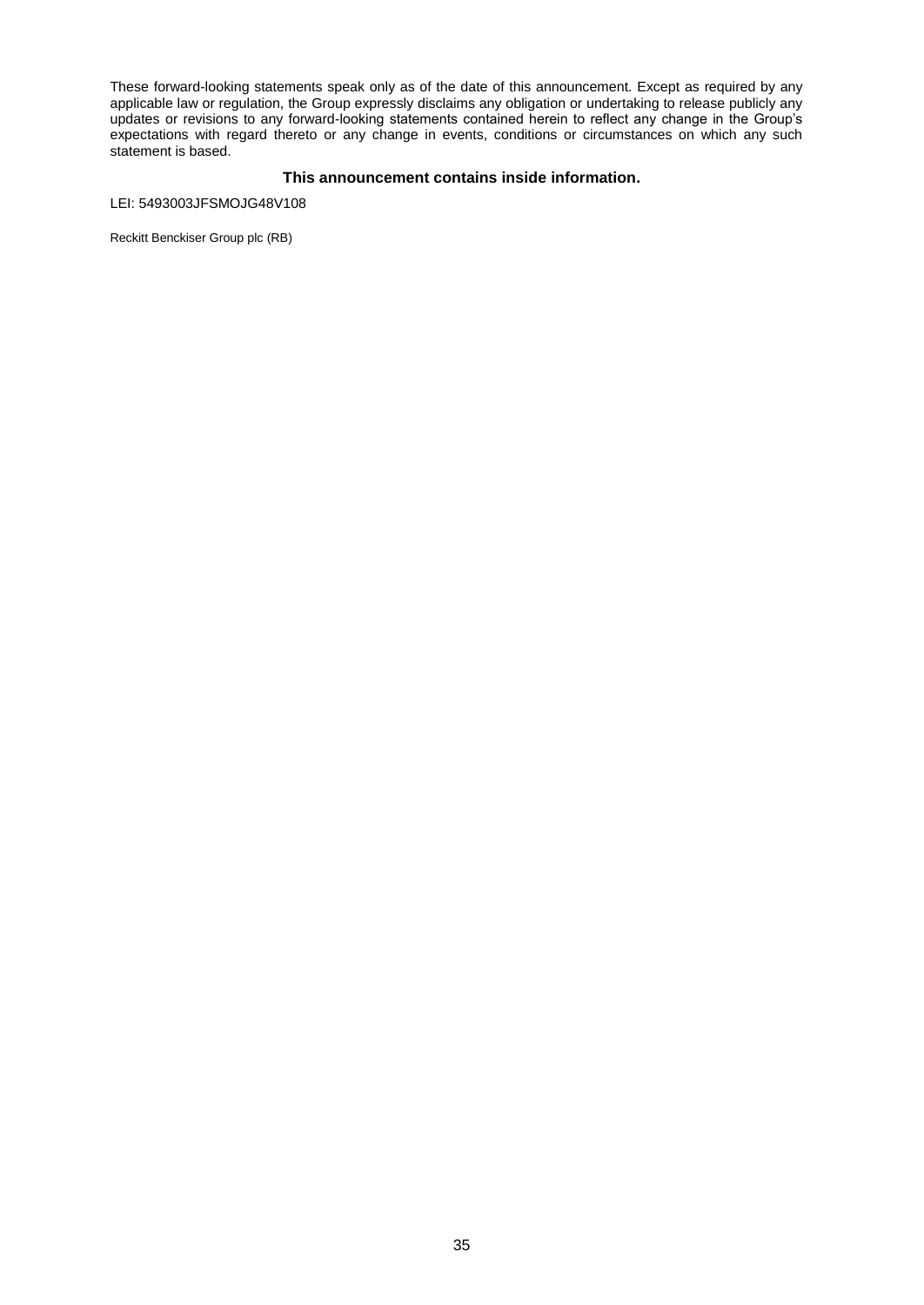These forward-looking statements speak only as of the date of this announcement. Except as required by any applicable law or regulation, the Group expressly disclaims any obligation or undertaking to release publicly any updates or revisions to any forward-looking statements contained herein to reflect any change in the Group's expectations with regard thereto or any change in events, conditions or circumstances on which any such statement is based.

**This announcement contains inside information.**

LEI: 5493003JFSMOJG48V108

Reckitt Benckiser Group plc (RB)